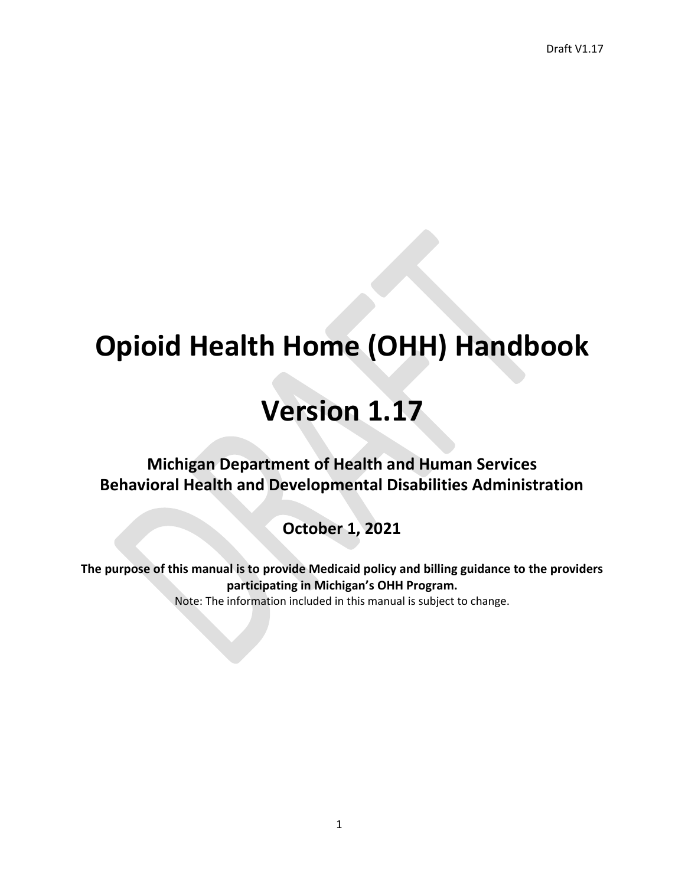# Opioid Health Home (OHH) Handbook

# Version 1.17

## Michigan Department of Health and Human Services
## Behavioral Health and Developmental Disabilities Administration

### October 1, 2021

**The purpose of this manual is to provide Medicaid policy and billing guidance to the providers participating in Michigan's OHH Program.**

Note: The information included in this manual is subject to change.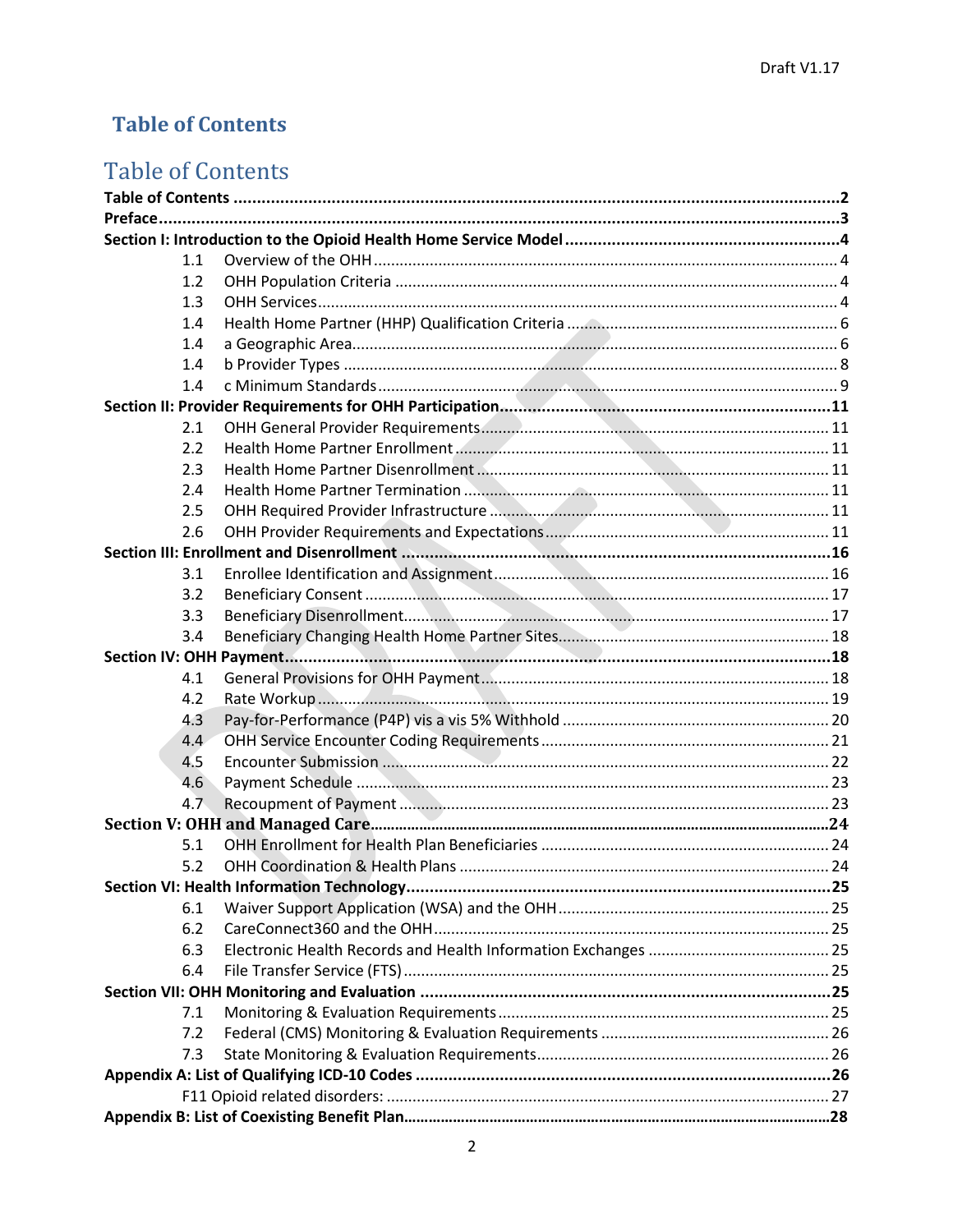# Table of Contents

## Table of Contents

**Table of Contents** ........................................................................................................................2
**Preface**..........................................................................................................................................3
**Section I: Introduction to the Opioid Health Home Service Model** ............................................4
- 1.1 Overview of the OHH ........................................................................................................ 4
- 1.2 OHH Population Criteria .................................................................................................... 4
- 1.3 OHH Services..................................................................................................................... 4
- 1.4 Health Home Partner (HHP) Qualification Criteria ........................................................... 6
- 1.4 a Geographic Area.............................................................................................................. 6
- 1.4 b Provider Types ................................................................................................................ 8
- 1.4 c Minimum Standards......................................................................................................... 9

**Section II: Provider Requirements for OHH Participation**.........................................................11
- 2.1 OHH General Provider Requirements.............................................................................. 11
- 2.2 Health Home Partner Enrollment .................................................................................... 11
- 2.3 Health Home Partner Disenrollment ............................................................................... 11
- 2.4 Health Home Partner Termination .................................................................................. 11
- 2.5 OHH Required Provider Infrastructure ............................................................................ 11
- 2.6 OHH Provider Requirements and Expectations................................................................ 11

**Section III: Enrollment and Disenrollment** ..............................................................................16
- 3.1 Enrollee Identification and Assignment........................................................................... 16
- 3.2 Beneficiary Consent ......................................................................................................... 17
- 3.3 Beneficiary Disenrollment................................................................................................ 17
- 3.4 Beneficiary Changing Health Home Partner Sites............................................................. 18

**Section IV: OHH Payment**..........................................................................................................18
- 4.1 General Provisions for OHH Payment............................................................................... 18
- 4.2 Rate Workup .................................................................................................................... 19
- 4.3 Pay-for-Performance (P4P) vis a vis 5% Withhold ............................................................ 20
- 4.4 OHH Service Encounter Coding Requirements ................................................................. 21
- 4.5 Encounter Submission ..................................................................................................... 22
- 4.6 Payment Schedule ........................................................................................................... 23
- 4.7 Recoupment of Payment ................................................................................................. 23

**Section V: OHH and Managed Care**.............................................................................................24
- 5.1 OHH Enrollment for Health Plan Beneficiaries ................................................................. 24
- 5.2 OHH Coordination & Health Plans ................................................................................... 24

**Section VI: Health Information Technology**..............................................................................25
- 6.1 Waiver Support Application (WSA) and the OHH............................................................. 25
- 6.2 CareConnect360 and the OHH.......................................................................................... 25
- 6.3 Electronic Health Records and Health Information Exchanges ........................................ 25
- 6.4 File Transfer Service (FTS) ................................................................................................ 25

**Section VII: OHH Monitoring and Evaluation** .............................................................................25
- 7.1 Monitoring & Evaluation Requirements........................................................................... 25
- 7.2 Federal (CMS) Monitoring & Evaluation Requirements ................................................... 26
- 7.3 State Monitoring & Evaluation Requirements.................................................................. 26

**Appendix A: List of Qualifying ICD-10 Codes** .............................................................................26
- F11 Opioid related disorders: ................................................................................................... 27

**Appendix B: List of Coexisting Benefit Plan**.................................................................................28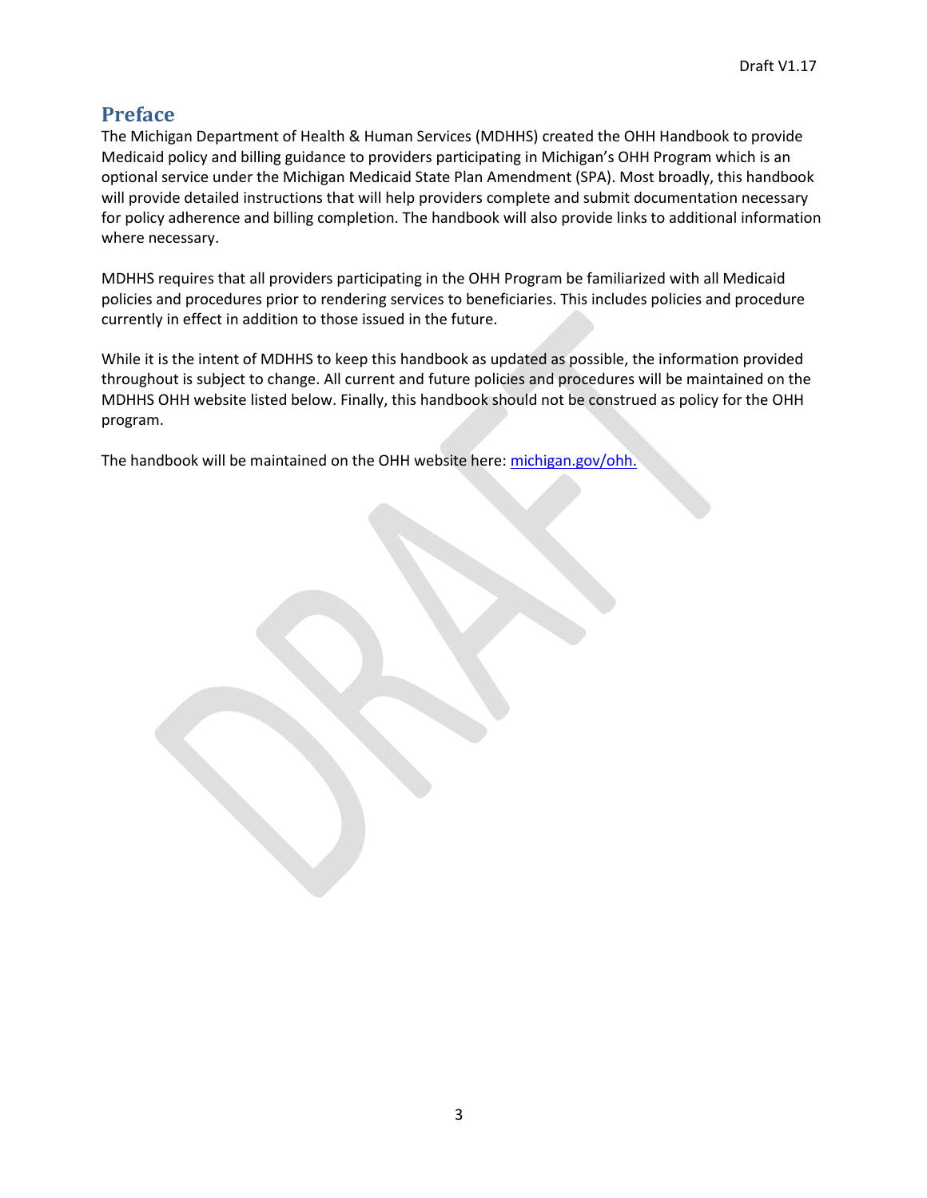## Preface

The Michigan Department of Health & Human Services (MDHHS) created the OHH Handbook to provide Medicaid policy and billing guidance to providers participating in Michigan's OHH Program which is an optional service under the Michigan Medicaid State Plan Amendment (SPA). Most broadly, this handbook will provide detailed instructions that will help providers complete and submit documentation necessary for policy adherence and billing completion. The handbook will also provide links to additional information where necessary.

MDHHS requires that all providers participating in the OHH Program be familiarized with all Medicaid policies and procedures prior to rendering services to beneficiaries. This includes policies and procedure currently in effect in addition to those issued in the future.

While it is the intent of MDHHS to keep this handbook as updated as possible, the information provided throughout is subject to change. All current and future policies and procedures will be maintained on the MDHHS OHH website listed below. Finally, this handbook should not be construed as policy for the OHH program.

The handbook will be maintained on the OHH website here: [michigan.gov/ohh.](michigan.gov/ohh)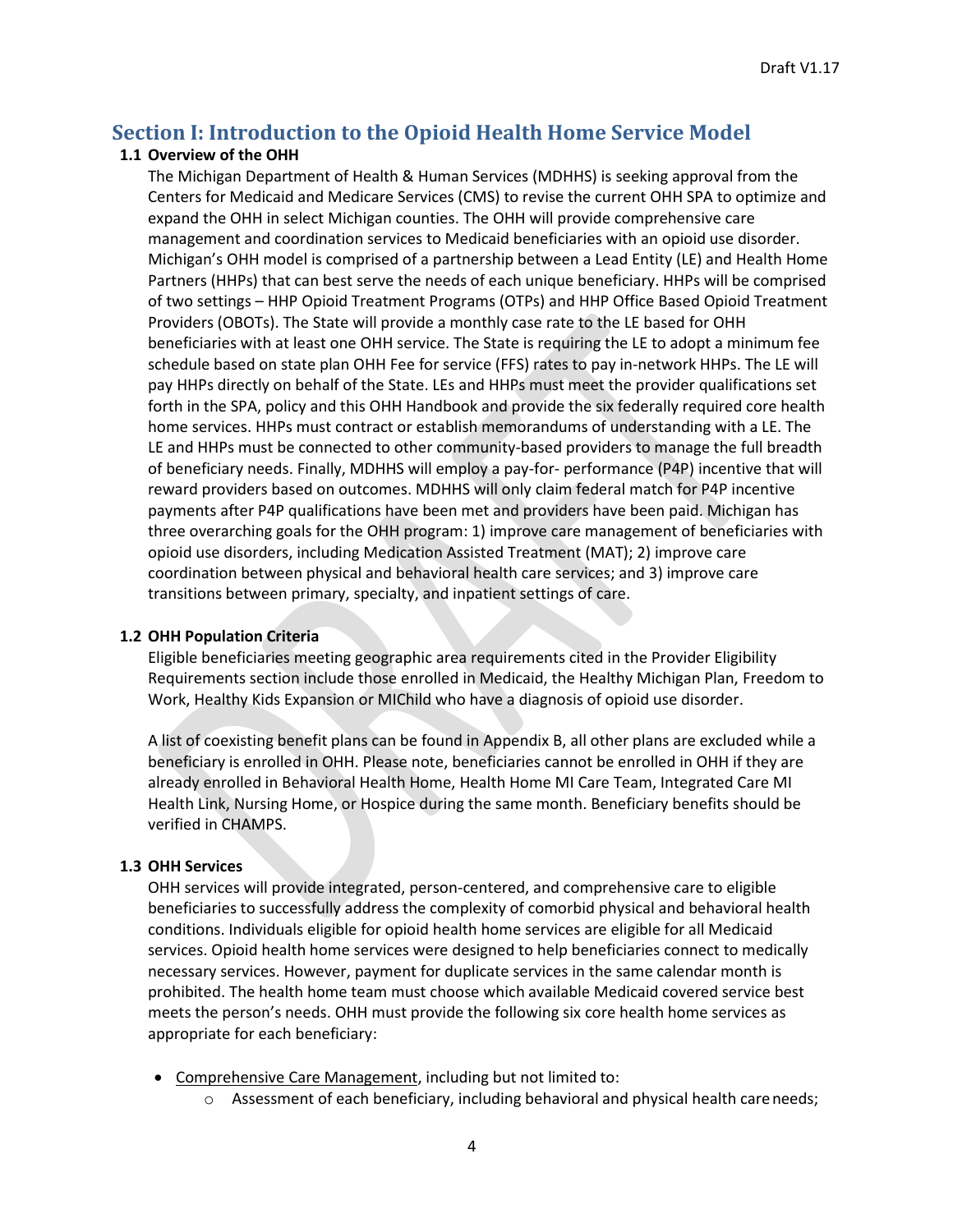# Section I: Introduction to the Opioid Health Home Service Model

## 1.1 Overview of the OHH

The Michigan Department of Health & Human Services (MDHHS) is seeking approval from the Centers for Medicaid and Medicare Services (CMS) to revise the current OHH SPA to optimize and expand the OHH in select Michigan counties. The OHH will provide comprehensive care management and coordination services to Medicaid beneficiaries with an opioid use disorder. Michigan's OHH model is comprised of a partnership between a Lead Entity (LE) and Health Home Partners (HHPs) that can best serve the needs of each unique beneficiary. HHPs will be comprised of two settings – HHP Opioid Treatment Programs (OTPs) and HHP Office Based Opioid Treatment Providers (OBOTs). The State will provide a monthly case rate to the LE based for OHH beneficiaries with at least one OHH service. The State is requiring the LE to adopt a minimum fee schedule based on state plan OHH Fee for service (FFS) rates to pay in-network HHPs. The LE will pay HHPs directly on behalf of the State. LEs and HHPs must meet the provider qualifications set forth in the SPA, policy and this OHH Handbook and provide the six federally required core health home services. HHPs must contract or establish memorandums of understanding with a LE. The LE and HHPs must be connected to other community-based providers to manage the full breadth of beneficiary needs. Finally, MDHHS will employ a pay-for- performance (P4P) incentive that will reward providers based on outcomes. MDHHS will only claim federal match for P4P incentive payments after P4P qualifications have been met and providers have been paid. Michigan has three overarching goals for the OHH program: 1) improve care management of beneficiaries with opioid use disorders, including Medication Assisted Treatment (MAT); 2) improve care coordination between physical and behavioral health care services; and 3) improve care transitions between primary, specialty, and inpatient settings of care.

## 1.2 OHH Population Criteria

Eligible beneficiaries meeting geographic area requirements cited in the Provider Eligibility Requirements section include those enrolled in Medicaid, the Healthy Michigan Plan, Freedom to Work, Healthy Kids Expansion or MIChild who have a diagnosis of opioid use disorder.

A list of coexisting benefit plans can be found in Appendix B, all other plans are excluded while a beneficiary is enrolled in OHH. Please note, beneficiaries cannot be enrolled in OHH if they are already enrolled in Behavioral Health Home, Health Home MI Care Team, Integrated Care MI Health Link, Nursing Home, or Hospice during the same month. Beneficiary benefits should be verified in CHAMPS.

## 1.3 OHH Services

OHH services will provide integrated, person-centered, and comprehensive care to eligible beneficiaries to successfully address the complexity of comorbid physical and behavioral health conditions. Individuals eligible for opioid health home services are eligible for all Medicaid services. Opioid health home services were designed to help beneficiaries connect to medically necessary services. However, payment for duplicate services in the same calendar month is prohibited. The health home team must choose which available Medicaid covered service best meets the person's needs. OHH must provide the following six core health home services as appropriate for each beneficiary:

- Comprehensive Care Management, including but not limited to:
  - Assessment of each beneficiary, including behavioral and physical health care needs;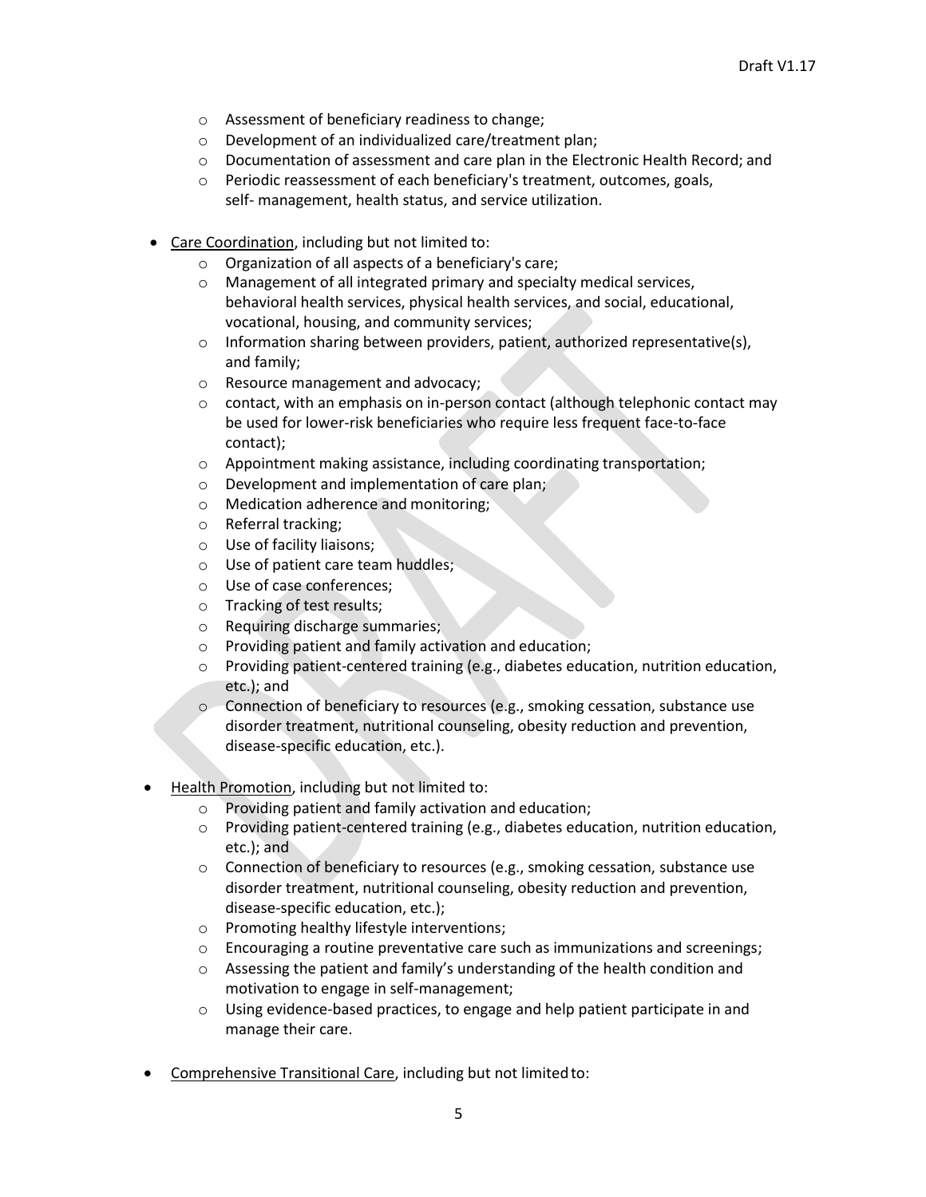- Assessment of beneficiary readiness to change;
  - Development of an individualized care/treatment plan;
  - Documentation of assessment and care plan in the Electronic Health Record; and
  - Periodic reassessment of each beneficiary's treatment, outcomes, goals, self- management, health status, and service utilization.

- Care Coordination, including but not limited to:
  - Organization of all aspects of a beneficiary's care;
  - Management of all integrated primary and specialty medical services, behavioral health services, physical health services, and social, educational, vocational, housing, and community services;
  - Information sharing between providers, patient, authorized representative(s), and family;
  - Resource management and advocacy;
  - contact, with an emphasis on in-person contact (although telephonic contact may be used for lower-risk beneficiaries who require less frequent face-to-face contact);
  - Appointment making assistance, including coordinating transportation;
  - Development and implementation of care plan;
  - Medication adherence and monitoring;
  - Referral tracking;
  - Use of facility liaisons;
  - Use of patient care team huddles;
  - Use of case conferences;
  - Tracking of test results;
  - Requiring discharge summaries;
  - Providing patient and family activation and education;
  - Providing patient-centered training (e.g., diabetes education, nutrition education, etc.); and
  - Connection of beneficiary to resources (e.g., smoking cessation, substance use disorder treatment, nutritional counseling, obesity reduction and prevention, disease-specific education, etc.).

- Health Promotion, including but not limited to:
  - Providing patient and family activation and education;
  - Providing patient-centered training (e.g., diabetes education, nutrition education, etc.); and
  - Connection of beneficiary to resources (e.g., smoking cessation, substance use disorder treatment, nutritional counseling, obesity reduction and prevention, disease-specific education, etc.);
  - Promoting healthy lifestyle interventions;
  - Encouraging a routine preventative care such as immunizations and screenings;
  - Assessing the patient and family's understanding of the health condition and motivation to engage in self-management;
  - Using evidence-based practices, to engage and help patient participate in and manage their care.

- Comprehensive Transitional Care, including but not limited to: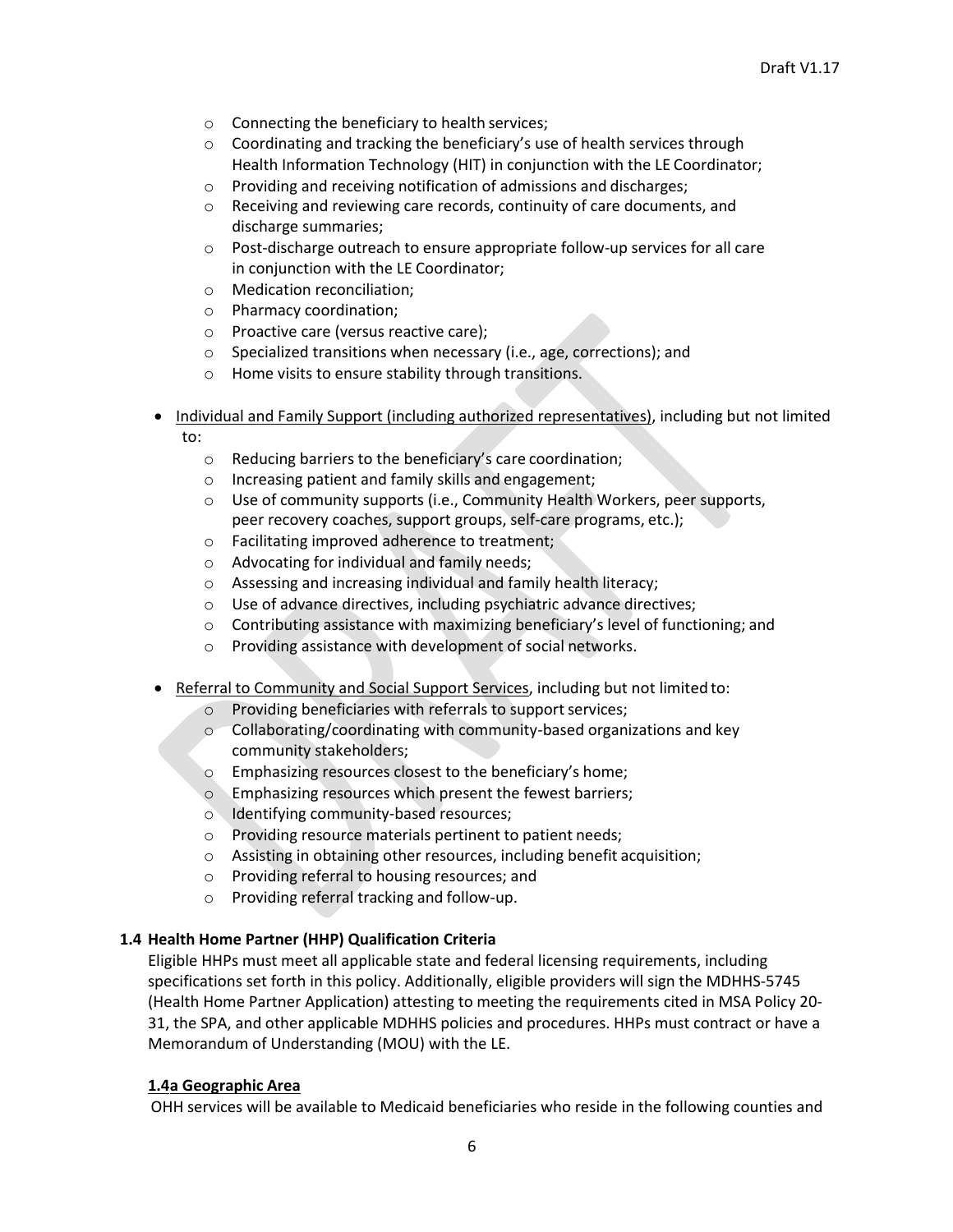- Connecting the beneficiary to health services;
  - Coordinating and tracking the beneficiary's use of health services through Health Information Technology (HIT) in conjunction with the LE Coordinator;
  - Providing and receiving notification of admissions and discharges;
  - Receiving and reviewing care records, continuity of care documents, and discharge summaries;
  - Post-discharge outreach to ensure appropriate follow-up services for all care in conjunction with the LE Coordinator;
  - Medication reconciliation;
  - Pharmacy coordination;
  - Proactive care (versus reactive care);
  - Specialized transitions when necessary (i.e., age, corrections); and
  - Home visits to ensure stability through transitions.

- <u>Individual and Family Support (including authorized representatives)</u>, including but not limited to:
  - Reducing barriers to the beneficiary's care coordination;
  - Increasing patient and family skills and engagement;
  - Use of community supports (i.e., Community Health Workers, peer supports, peer recovery coaches, support groups, self-care programs, etc.);
  - Facilitating improved adherence to treatment;
  - Advocating for individual and family needs;
  - Assessing and increasing individual and family health literacy;
  - Use of advance directives, including psychiatric advance directives;
  - Contributing assistance with maximizing beneficiary's level of functioning; and
  - Providing assistance with development of social networks.

- <u>Referral to Community and Social Support Services</u>, including but not limited to:
  - Providing beneficiaries with referrals to support services;
  - Collaborating/coordinating with community-based organizations and key community stakeholders;
  - Emphasizing resources closest to the beneficiary's home;
  - Emphasizing resources which present the fewest barriers;
  - Identifying community-based resources;
  - Providing resource materials pertinent to patient needs;
  - Assisting in obtaining other resources, including benefit acquisition;
  - Providing referral to housing resources; and
  - Providing referral tracking and follow-up.

### 1.4 Health Home Partner (HHP) Qualification Criteria

Eligible HHPs must meet all applicable state and federal licensing requirements, including specifications set forth in this policy. Additionally, eligible providers will sign the MDHHS-5745 (Health Home Partner Application) attesting to meeting the requirements cited in MSA Policy 20-31, the SPA, and other applicable MDHHS policies and procedures. HHPs must contract or have a Memorandum of Understanding (MOU) with the LE.

#### 1.4a Geographic Area

OHH services will be available to Medicaid beneficiaries who reside in the following counties and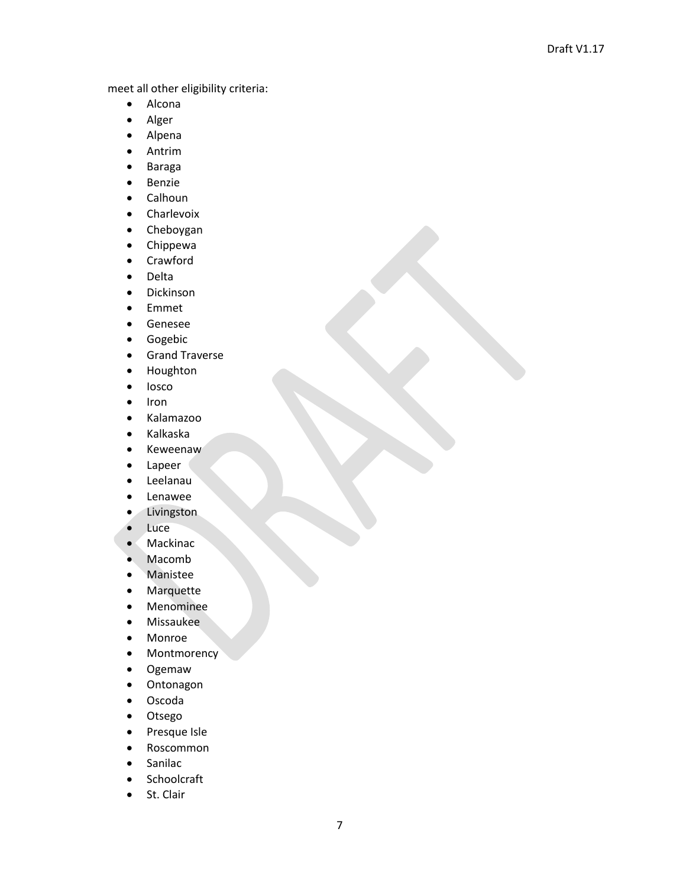meet all other eligibility criteria:

- Alcona
- Alger
- Alpena
- Antrim
- Baraga
- Benzie
- Calhoun
- Charlevoix
- Cheboygan
- Chippewa
- Crawford
- Delta
- Dickinson
- Emmet
- Genesee
- Gogebic
- Grand Traverse
- Houghton
- Iosco
- Iron
- Kalamazoo
- Kalkaska
- Keweenaw
- Lapeer
- Leelanau
- Lenawee
- Livingston
- Luce
- Mackinac
- Macomb
- Manistee
- Marquette
- Menominee
- Missaukee
- Monroe
- Montmorency
- Ogemaw
- Ontonagon
- Oscoda
- Otsego
- Presque Isle
- Roscommon
- Sanilac
- Schoolcraft
- St. Clair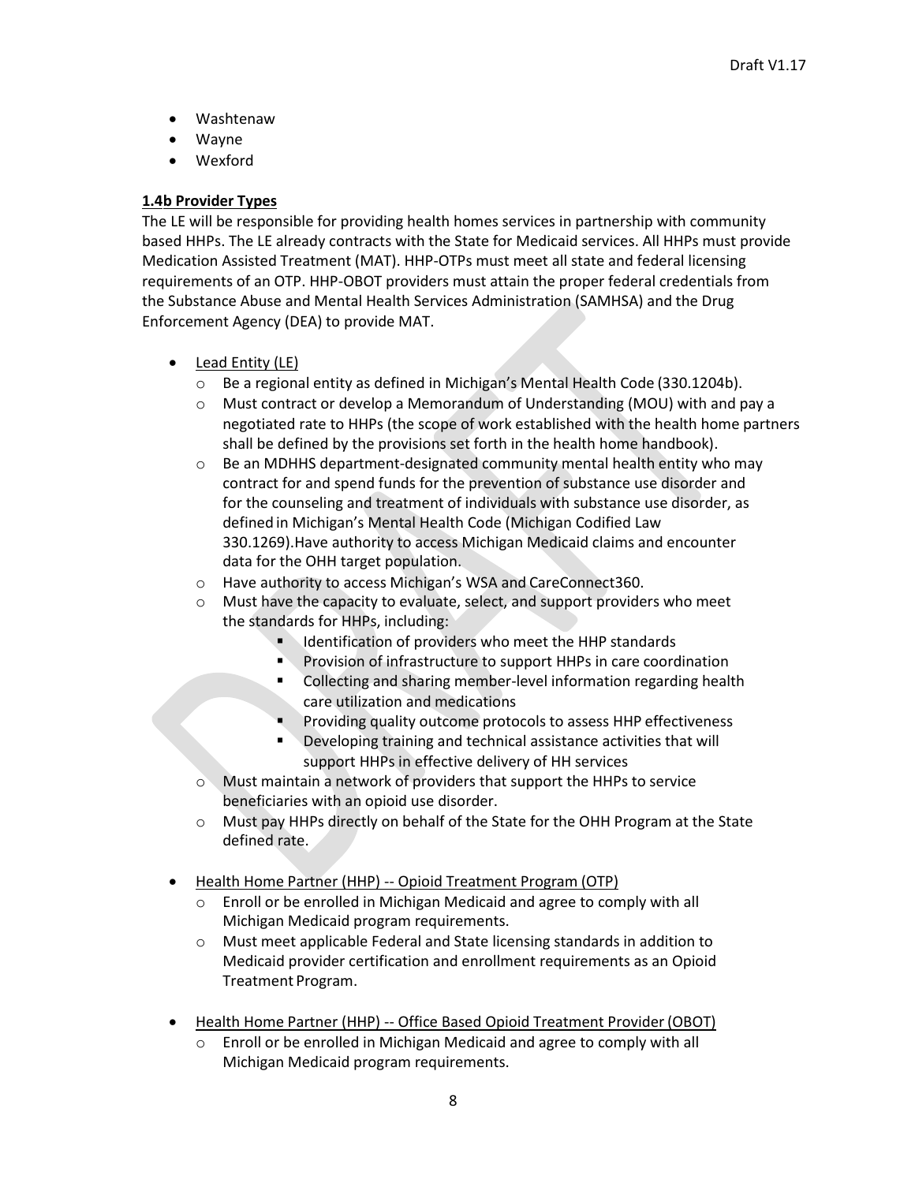- Washtenaw
- Wayne
- Wexford

**1.4b Provider Types**

The LE will be responsible for providing health homes services in partnership with community based HHPs. The LE already contracts with the State for Medicaid services. All HHPs must provide Medication Assisted Treatment (MAT). HHP-OTPs must meet all state and federal licensing requirements of an OTP. HHP-OBOT providers must attain the proper federal credentials from the Substance Abuse and Mental Health Services Administration (SAMHSA) and the Drug Enforcement Agency (DEA) to provide MAT.

- Lead Entity (LE)
  - Be a regional entity as defined in Michigan's Mental Health Code (330.1204b).
  - Must contract or develop a Memorandum of Understanding (MOU) with and pay a negotiated rate to HHPs (the scope of work established with the health home partners shall be defined by the provisions set forth in the health home handbook).
  - Be an MDHHS department-designated community mental health entity who may contract for and spend funds for the prevention of substance use disorder and for the counseling and treatment of individuals with substance use disorder, as defined in Michigan's Mental Health Code (Michigan Codified Law 330.1269).Have authority to access Michigan Medicaid claims and encounter data for the OHH target population.
  - Have authority to access Michigan's WSA and CareConnect360.
  - Must have the capacity to evaluate, select, and support providers who meet the standards for HHPs, including:
    - Identification of providers who meet the HHP standards
    - Provision of infrastructure to support HHPs in care coordination
    - Collecting and sharing member-level information regarding health care utilization and medications
    - Providing quality outcome protocols to assess HHP effectiveness
    - Developing training and technical assistance activities that will support HHPs in effective delivery of HH services
  - Must maintain a network of providers that support the HHPs to service beneficiaries with an opioid use disorder.
  - Must pay HHPs directly on behalf of the State for the OHH Program at the State defined rate.

- Health Home Partner (HHP) -- Opioid Treatment Program (OTP)
  - Enroll or be enrolled in Michigan Medicaid and agree to comply with all Michigan Medicaid program requirements.
  - Must meet applicable Federal and State licensing standards in addition to Medicaid provider certification and enrollment requirements as an Opioid Treatment Program.

- Health Home Partner (HHP) -- Office Based Opioid Treatment Provider (OBOT)
  - Enroll or be enrolled in Michigan Medicaid and agree to comply with all Michigan Medicaid program requirements.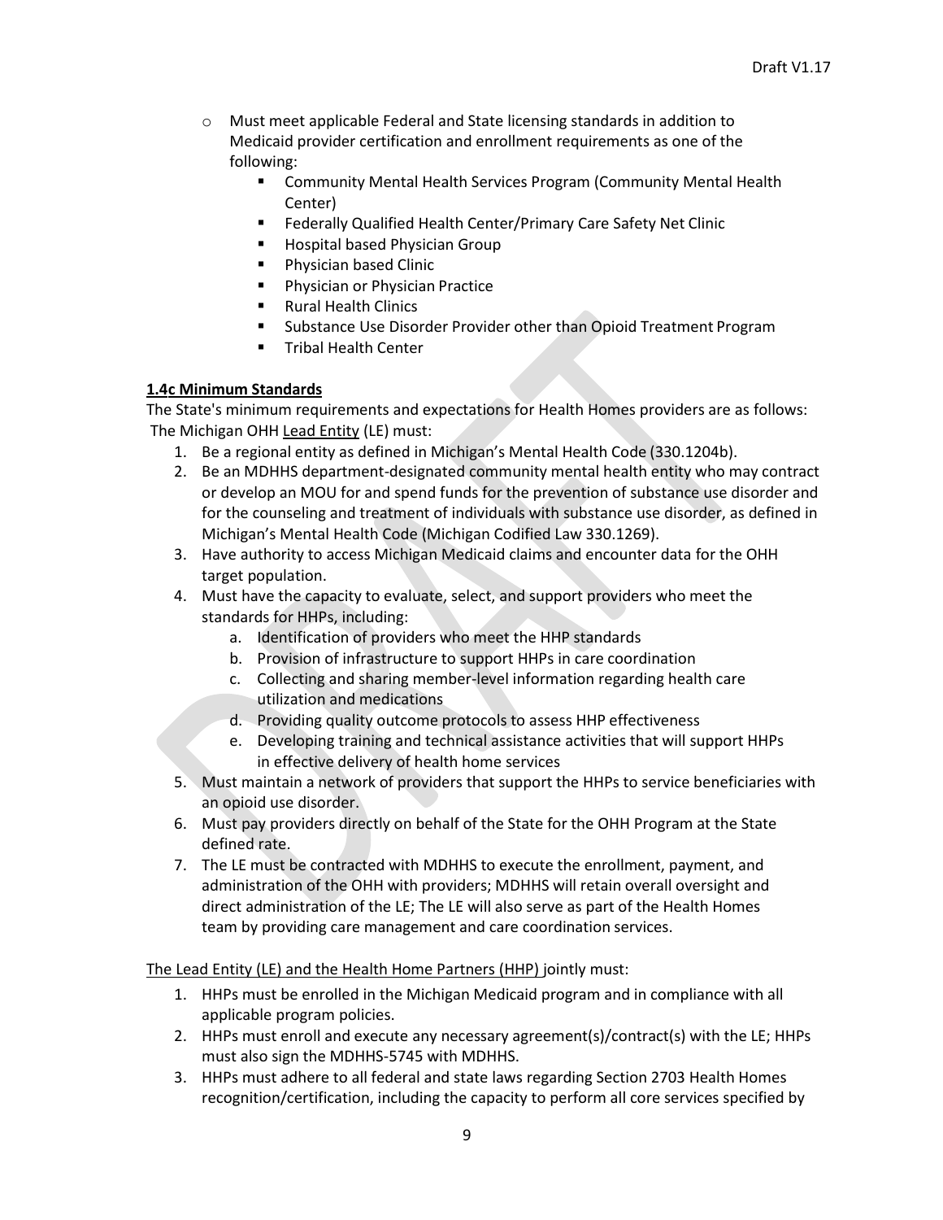- Must meet applicable Federal and State licensing standards in addition to Medicaid provider certification and enrollment requirements as one of the following:
  - Community Mental Health Services Program (Community Mental Health Center)
  - Federally Qualified Health Center/Primary Care Safety Net Clinic
  - Hospital based Physician Group
  - Physician based Clinic
  - Physician or Physician Practice
  - Rural Health Clinics
  - Substance Use Disorder Provider other than Opioid Treatment Program
  - Tribal Health Center

**1.4c Minimum Standards**

The State's minimum requirements and expectations for Health Homes providers are as follows: The Michigan OHH Lead Entity (LE) must:

1. Be a regional entity as defined in Michigan's Mental Health Code (330.1204b).
2. Be an MDHHS department-designated community mental health entity who may contract or develop an MOU for and spend funds for the prevention of substance use disorder and for the counseling and treatment of individuals with substance use disorder, as defined in Michigan's Mental Health Code (Michigan Codified Law 330.1269).
3. Have authority to access Michigan Medicaid claims and encounter data for the OHH target population.
4. Must have the capacity to evaluate, select, and support providers who meet the standards for HHPs, including:
   a. Identification of providers who meet the HHP standards
   b. Provision of infrastructure to support HHPs in care coordination
   c. Collecting and sharing member-level information regarding health care utilization and medications
   d. Providing quality outcome protocols to assess HHP effectiveness
   e. Developing training and technical assistance activities that will support HHPs in effective delivery of health home services
5. Must maintain a network of providers that support the HHPs to service beneficiaries with an opioid use disorder.
6. Must pay providers directly on behalf of the State for the OHH Program at the State defined rate.
7. The LE must be contracted with MDHHS to execute the enrollment, payment, and administration of the OHH with providers; MDHHS will retain overall oversight and direct administration of the LE; The LE will also serve as part of the Health Homes team by providing care management and care coordination services.

The Lead Entity (LE) and the Health Home Partners (HHP) jointly must:

1. HHPs must be enrolled in the Michigan Medicaid program and in compliance with all applicable program policies.
2. HHPs must enroll and execute any necessary agreement(s)/contract(s) with the LE; HHPs must also sign the MDHHS-5745 with MDHHS.
3. HHPs must adhere to all federal and state laws regarding Section 2703 Health Homes recognition/certification, including the capacity to perform all core services specified by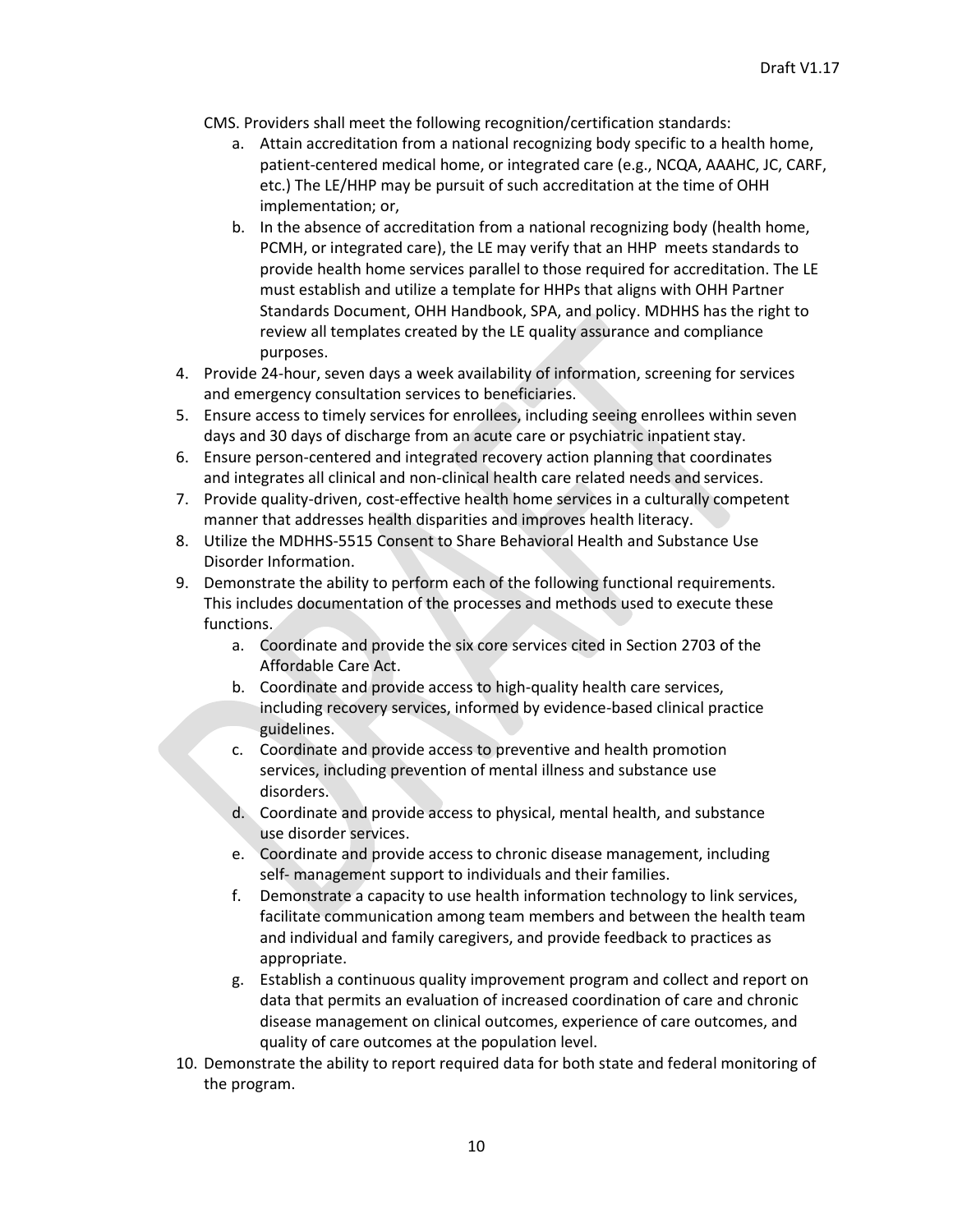CMS. Providers shall meet the following recognition/certification standards:

   a. Attain accreditation from a national recognizing body specific to a health home, patient-centered medical home, or integrated care (e.g., NCQA, AAAHC, JC, CARF, etc.) The LE/HHP may be pursuit of such accreditation at the time of OHH implementation; or,
   b. In the absence of accreditation from a national recognizing body (health home, PCMH, or integrated care), the LE may verify that an HHP meets standards to provide health home services parallel to those required for accreditation. The LE must establish and utilize a template for HHPs that aligns with OHH Partner Standards Document, OHH Handbook, SPA, and policy. MDHHS has the right to review all templates created by the LE quality assurance and compliance purposes.

4. Provide 24-hour, seven days a week availability of information, screening for services and emergency consultation services to beneficiaries.
5. Ensure access to timely services for enrollees, including seeing enrollees within seven days and 30 days of discharge from an acute care or psychiatric inpatient stay.
6. Ensure person-centered and integrated recovery action planning that coordinates and integrates all clinical and non-clinical health care related needs and services.
7. Provide quality-driven, cost-effective health home services in a culturally competent manner that addresses health disparities and improves health literacy.
8. Utilize the MDHHS-5515 Consent to Share Behavioral Health and Substance Use Disorder Information.
9. Demonstrate the ability to perform each of the following functional requirements. This includes documentation of the processes and methods used to execute these functions.
   a. Coordinate and provide the six core services cited in Section 2703 of the Affordable Care Act.
   b. Coordinate and provide access to high-quality health care services, including recovery services, informed by evidence-based clinical practice guidelines.
   c. Coordinate and provide access to preventive and health promotion services, including prevention of mental illness and substance use disorders.
   d. Coordinate and provide access to physical, mental health, and substance use disorder services.
   e. Coordinate and provide access to chronic disease management, including self- management support to individuals and their families.
   f. Demonstrate a capacity to use health information technology to link services, facilitate communication among team members and between the health team and individual and family caregivers, and provide feedback to practices as appropriate.
   g. Establish a continuous quality improvement program and collect and report on data that permits an evaluation of increased coordination of care and chronic disease management on clinical outcomes, experience of care outcomes, and quality of care outcomes at the population level.
10. Demonstrate the ability to report required data for both state and federal monitoring of the program.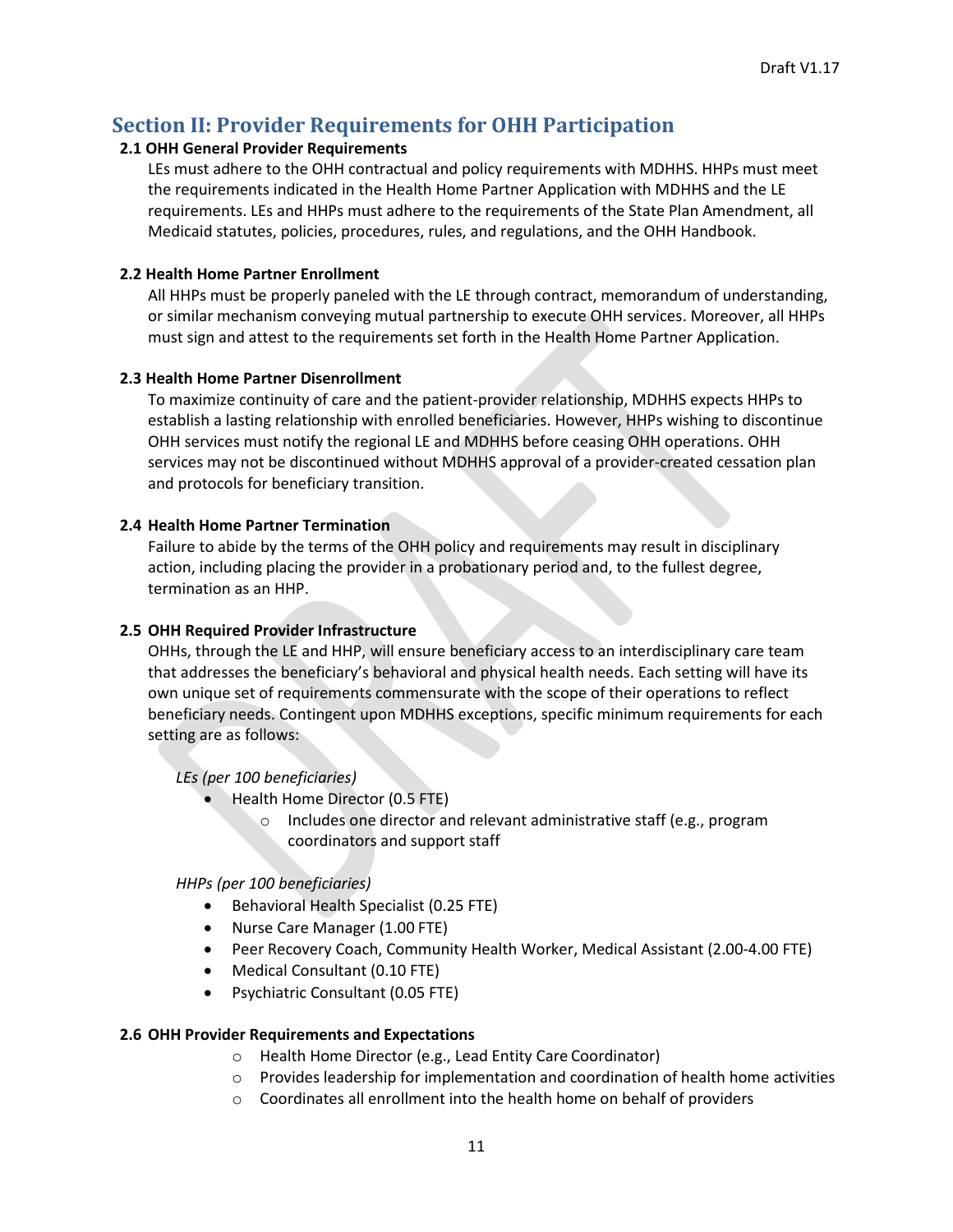## Section II: Provider Requirements for OHH Participation

### 2.1 OHH General Provider Requirements

LEs must adhere to the OHH contractual and policy requirements with MDHHS. HHPs must meet the requirements indicated in the Health Home Partner Application with MDHHS and the LE requirements. LEs and HHPs must adhere to the requirements of the State Plan Amendment, all Medicaid statutes, policies, procedures, rules, and regulations, and the OHH Handbook.

### 2.2 Health Home Partner Enrollment

All HHPs must be properly paneled with the LE through contract, memorandum of understanding, or similar mechanism conveying mutual partnership to execute OHH services. Moreover, all HHPs must sign and attest to the requirements set forth in the Health Home Partner Application.

### 2.3 Health Home Partner Disenrollment

To maximize continuity of care and the patient-provider relationship, MDHHS expects HHPs to establish a lasting relationship with enrolled beneficiaries. However, HHPs wishing to discontinue OHH services must notify the regional LE and MDHHS before ceasing OHH operations. OHH services may not be discontinued without MDHHS approval of a provider-created cessation plan and protocols for beneficiary transition.

### 2.4 Health Home Partner Termination

Failure to abide by the terms of the OHH policy and requirements may result in disciplinary action, including placing the provider in a probationary period and, to the fullest degree, termination as an HHP.

### 2.5 OHH Required Provider Infrastructure

OHHs, through the LE and HHP, will ensure beneficiary access to an interdisciplinary care team that addresses the beneficiary's behavioral and physical health needs. Each setting will have its own unique set of requirements commensurate with the scope of their operations to reflect beneficiary needs. Contingent upon MDHHS exceptions, specific minimum requirements for each setting are as follows:

*LEs (per 100 beneficiaries)*

- Health Home Director (0.5 FTE)
  - Includes one director and relevant administrative staff (e.g., program coordinators and support staff

*HHPs (per 100 beneficiaries)*

- Behavioral Health Specialist (0.25 FTE)
- Nurse Care Manager (1.00 FTE)
- Peer Recovery Coach, Community Health Worker, Medical Assistant (2.00-4.00 FTE)
- Medical Consultant (0.10 FTE)
- Psychiatric Consultant (0.05 FTE)

### 2.6 OHH Provider Requirements and Expectations

- Health Home Director (e.g., Lead Entity Care Coordinator)
- Provides leadership for implementation and coordination of health home activities
- Coordinates all enrollment into the health home on behalf of providers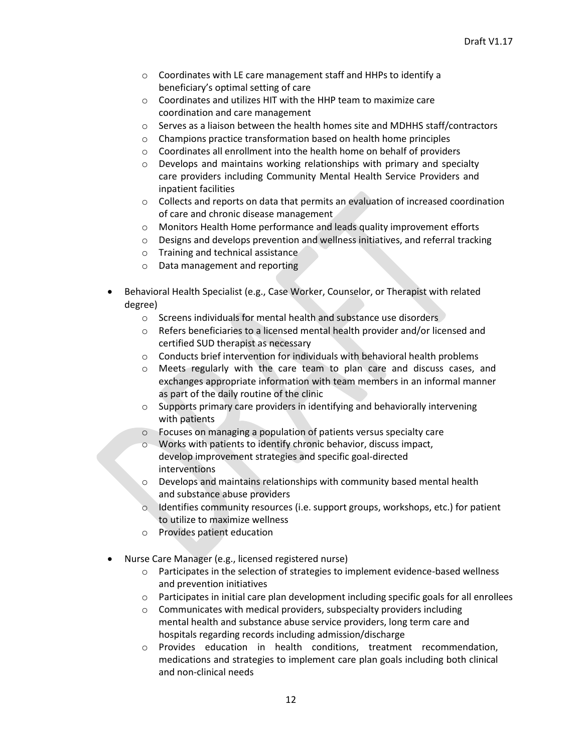- Coordinates with LE care management staff and HHPs to identify a beneficiary's optimal setting of care
  - Coordinates and utilizes HIT with the HHP team to maximize care coordination and care management
  - Serves as a liaison between the health homes site and MDHHS staff/contractors
  - Champions practice transformation based on health home principles
  - Coordinates all enrollment into the health home on behalf of providers
  - Develops and maintains working relationships with primary and specialty care providers including Community Mental Health Service Providers and inpatient facilities
  - Collects and reports on data that permits an evaluation of increased coordination of care and chronic disease management
  - Monitors Health Home performance and leads quality improvement efforts
  - Designs and develops prevention and wellness initiatives, and referral tracking
  - Training and technical assistance
  - Data management and reporting

- Behavioral Health Specialist (e.g., Case Worker, Counselor, or Therapist with related degree)
  - Screens individuals for mental health and substance use disorders
  - Refers beneficiaries to a licensed mental health provider and/or licensed and certified SUD therapist as necessary
  - Conducts brief intervention for individuals with behavioral health problems
  - Meets regularly with the care team to plan care and discuss cases, and exchanges appropriate information with team members in an informal manner as part of the daily routine of the clinic
  - Supports primary care providers in identifying and behaviorally intervening with patients
  - Focuses on managing a population of patients versus specialty care
  - Works with patients to identify chronic behavior, discuss impact, develop improvement strategies and specific goal-directed interventions
  - Develops and maintains relationships with community based mental health and substance abuse providers
  - Identifies community resources (i.e. support groups, workshops, etc.) for patient to utilize to maximize wellness
  - Provides patient education

- Nurse Care Manager (e.g., licensed registered nurse)
  - Participates in the selection of strategies to implement evidence-based wellness and prevention initiatives
  - Participates in initial care plan development including specific goals for all enrollees
  - Communicates with medical providers, subspecialty providers including mental health and substance abuse service providers, long term care and hospitals regarding records including admission/discharge
  - Provides education in health conditions, treatment recommendation, medications and strategies to implement care plan goals including both clinical and non-clinical needs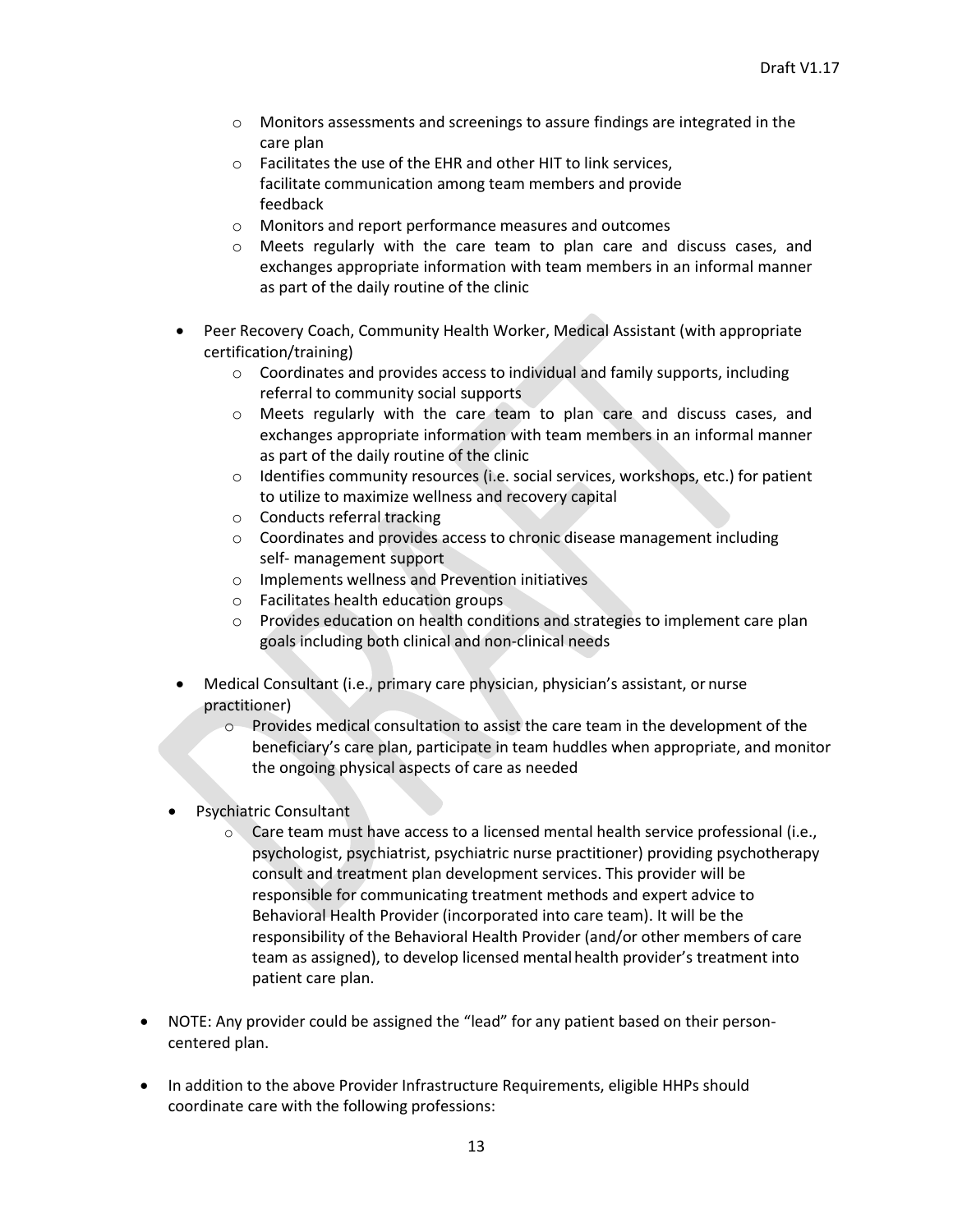- Monitors assessments and screenings to assure findings are integrated in the care plan
  - Facilitates the use of the EHR and other HIT to link services, facilitate communication among team members and provide feedback
  - Monitors and report performance measures and outcomes
  - Meets regularly with the care team to plan care and discuss cases, and exchanges appropriate information with team members in an informal manner as part of the daily routine of the clinic

- Peer Recovery Coach, Community Health Worker, Medical Assistant (with appropriate certification/training)
  - Coordinates and provides access to individual and family supports, including referral to community social supports
  - Meets regularly with the care team to plan care and discuss cases, and exchanges appropriate information with team members in an informal manner as part of the daily routine of the clinic
  - Identifies community resources (i.e. social services, workshops, etc.) for patient to utilize to maximize wellness and recovery capital
  - Conducts referral tracking
  - Coordinates and provides access to chronic disease management including self- management support
  - Implements wellness and Prevention initiatives
  - Facilitates health education groups
  - Provides education on health conditions and strategies to implement care plan goals including both clinical and non-clinical needs

- Medical Consultant (i.e., primary care physician, physician's assistant, or nurse practitioner)
  - Provides medical consultation to assist the care team in the development of the beneficiary's care plan, participate in team huddles when appropriate, and monitor the ongoing physical aspects of care as needed

- Psychiatric Consultant
  - Care team must have access to a licensed mental health service professional (i.e., psychologist, psychiatrist, psychiatric nurse practitioner) providing psychotherapy consult and treatment plan development services. This provider will be responsible for communicating treatment methods and expert advice to Behavioral Health Provider (incorporated into care team). It will be the responsibility of the Behavioral Health Provider (and/or other members of care team as assigned), to develop licensed mental health provider's treatment into patient care plan.

- NOTE: Any provider could be assigned the "lead" for any patient based on their person-centered plan.

- In addition to the above Provider Infrastructure Requirements, eligible HHPs should coordinate care with the following professions: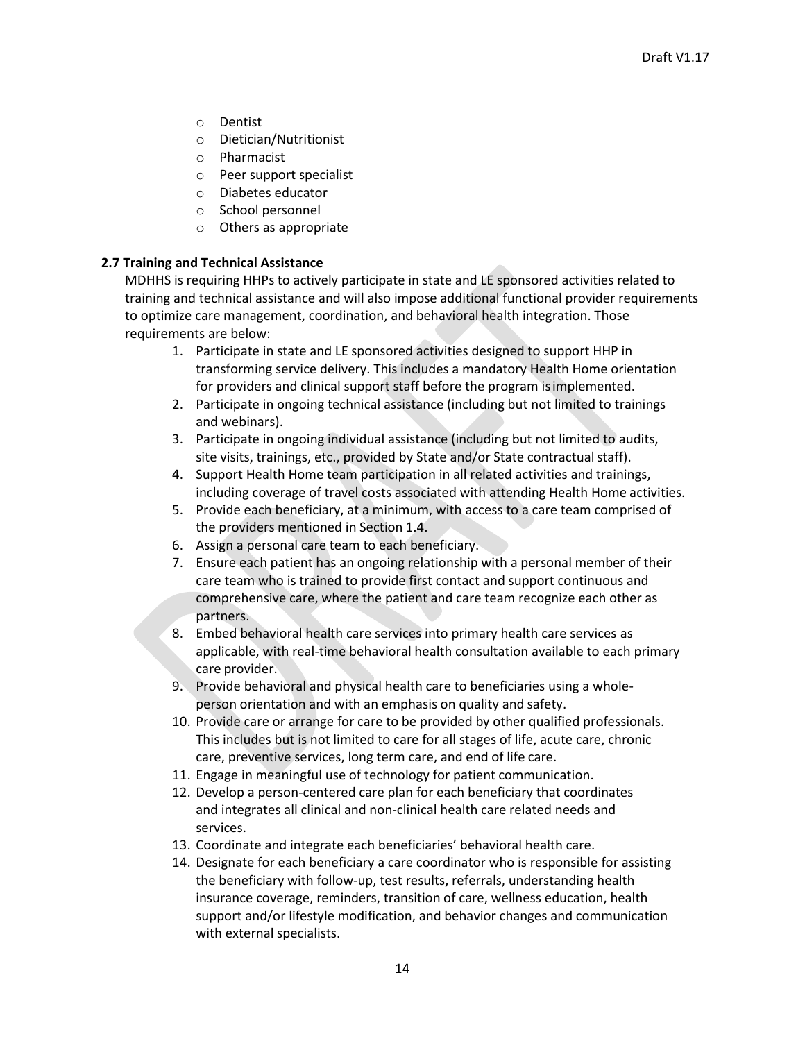- Dentist
- Dietician/Nutritionist
- Pharmacist
- Peer support specialist
- Diabetes educator
- School personnel
- Others as appropriate

**2.7 Training and Technical Assistance**

MDHHS is requiring HHPs to actively participate in state and LE sponsored activities related to training and technical assistance and will also impose additional functional provider requirements to optimize care management, coordination, and behavioral health integration. Those requirements are below:

1. Participate in state and LE sponsored activities designed to support HHP in transforming service delivery. This includes a mandatory Health Home orientation for providers and clinical support staff before the program is implemented.
2. Participate in ongoing technical assistance (including but not limited to trainings and webinars).
3. Participate in ongoing individual assistance (including but not limited to audits, site visits, trainings, etc., provided by State and/or State contractual staff).
4. Support Health Home team participation in all related activities and trainings, including coverage of travel costs associated with attending Health Home activities.
5. Provide each beneficiary, at a minimum, with access to a care team comprised of the providers mentioned in Section 1.4.
6. Assign a personal care team to each beneficiary.
7. Ensure each patient has an ongoing relationship with a personal member of their care team who is trained to provide first contact and support continuous and comprehensive care, where the patient and care team recognize each other as partners.
8. Embed behavioral health care services into primary health care services as applicable, with real-time behavioral health consultation available to each primary care provider.
9. Provide behavioral and physical health care to beneficiaries using a whole-person orientation and with an emphasis on quality and safety.
10. Provide care or arrange for care to be provided by other qualified professionals. This includes but is not limited to care for all stages of life, acute care, chronic care, preventive services, long term care, and end of life care.
11. Engage in meaningful use of technology for patient communication.
12. Develop a person-centered care plan for each beneficiary that coordinates and integrates all clinical and non-clinical health care related needs and services.
13. Coordinate and integrate each beneficiaries' behavioral health care.
14. Designate for each beneficiary a care coordinator who is responsible for assisting the beneficiary with follow-up, test results, referrals, understanding health insurance coverage, reminders, transition of care, wellness education, health support and/or lifestyle modification, and behavior changes and communication with external specialists.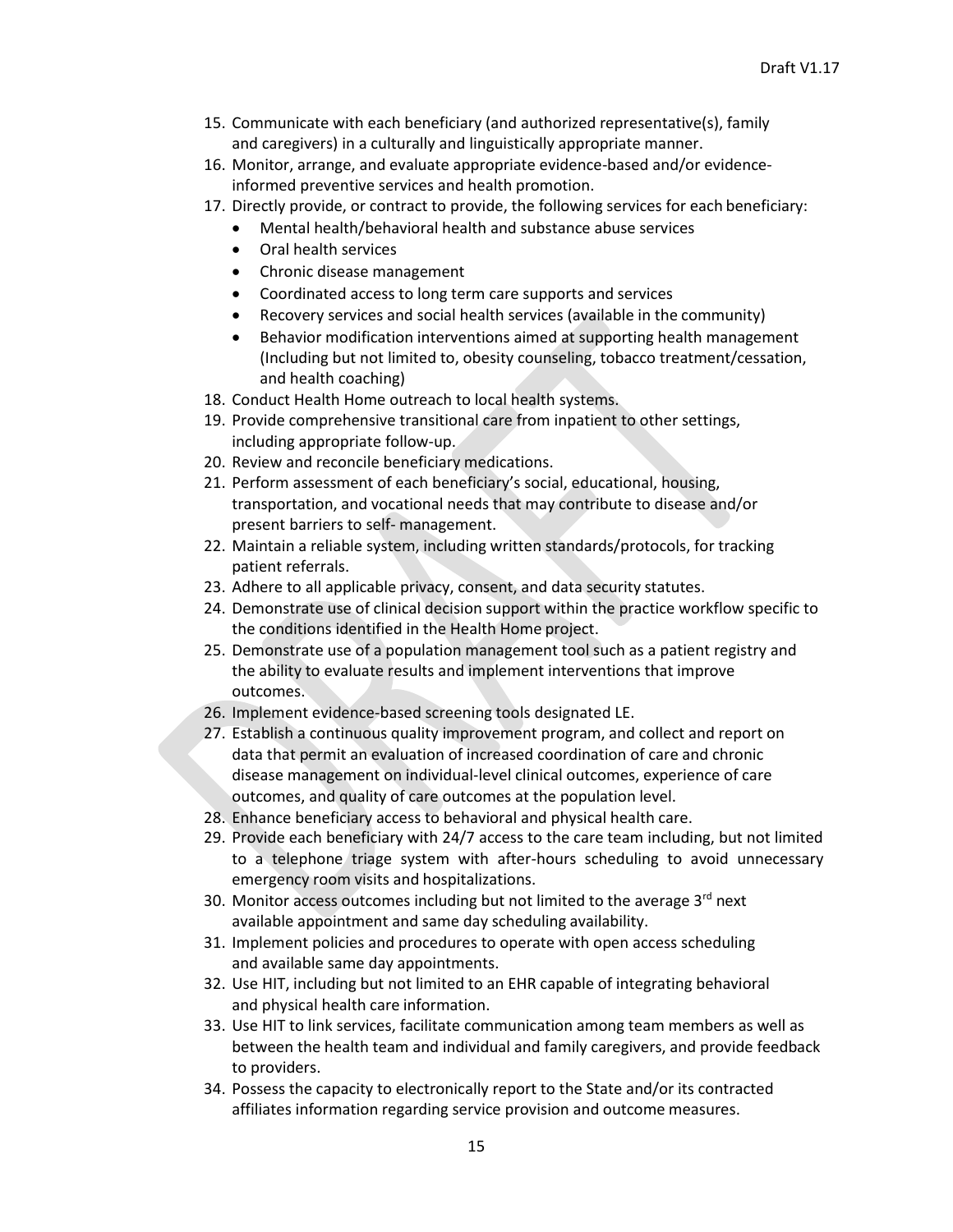15. Communicate with each beneficiary (and authorized representative(s), family and caregivers) in a culturally and linguistically appropriate manner.
16. Monitor, arrange, and evaluate appropriate evidence-based and/or evidence-informed preventive services and health promotion.
17. Directly provide, or contract to provide, the following services for each beneficiary:
    - Mental health/behavioral health and substance abuse services
    - Oral health services
    - Chronic disease management
    - Coordinated access to long term care supports and services
    - Recovery services and social health services (available in the community)
    - Behavior modification interventions aimed at supporting health management (Including but not limited to, obesity counseling, tobacco treatment/cessation, and health coaching)
18. Conduct Health Home outreach to local health systems.
19. Provide comprehensive transitional care from inpatient to other settings, including appropriate follow-up.
20. Review and reconcile beneficiary medications.
21. Perform assessment of each beneficiary's social, educational, housing, transportation, and vocational needs that may contribute to disease and/or present barriers to self- management.
22. Maintain a reliable system, including written standards/protocols, for tracking patient referrals.
23. Adhere to all applicable privacy, consent, and data security statutes.
24. Demonstrate use of clinical decision support within the practice workflow specific to the conditions identified in the Health Home project.
25. Demonstrate use of a population management tool such as a patient registry and the ability to evaluate results and implement interventions that improve outcomes.
26. Implement evidence-based screening tools designated LE.
27. Establish a continuous quality improvement program, and collect and report on data that permit an evaluation of increased coordination of care and chronic disease management on individual-level clinical outcomes, experience of care outcomes, and quality of care outcomes at the population level.
28. Enhance beneficiary access to behavioral and physical health care.
29. Provide each beneficiary with 24/7 access to the care team including, but not limited to a telephone triage system with after-hours scheduling to avoid unnecessary emergency room visits and hospitalizations.
30. Monitor access outcomes including but not limited to the average 3rd next available appointment and same day scheduling availability.
31. Implement policies and procedures to operate with open access scheduling and available same day appointments.
32. Use HIT, including but not limited to an EHR capable of integrating behavioral and physical health care information.
33. Use HIT to link services, facilitate communication among team members as well as between the health team and individual and family caregivers, and provide feedback to providers.
34. Possess the capacity to electronically report to the State and/or its contracted affiliates information regarding service provision and outcome measures.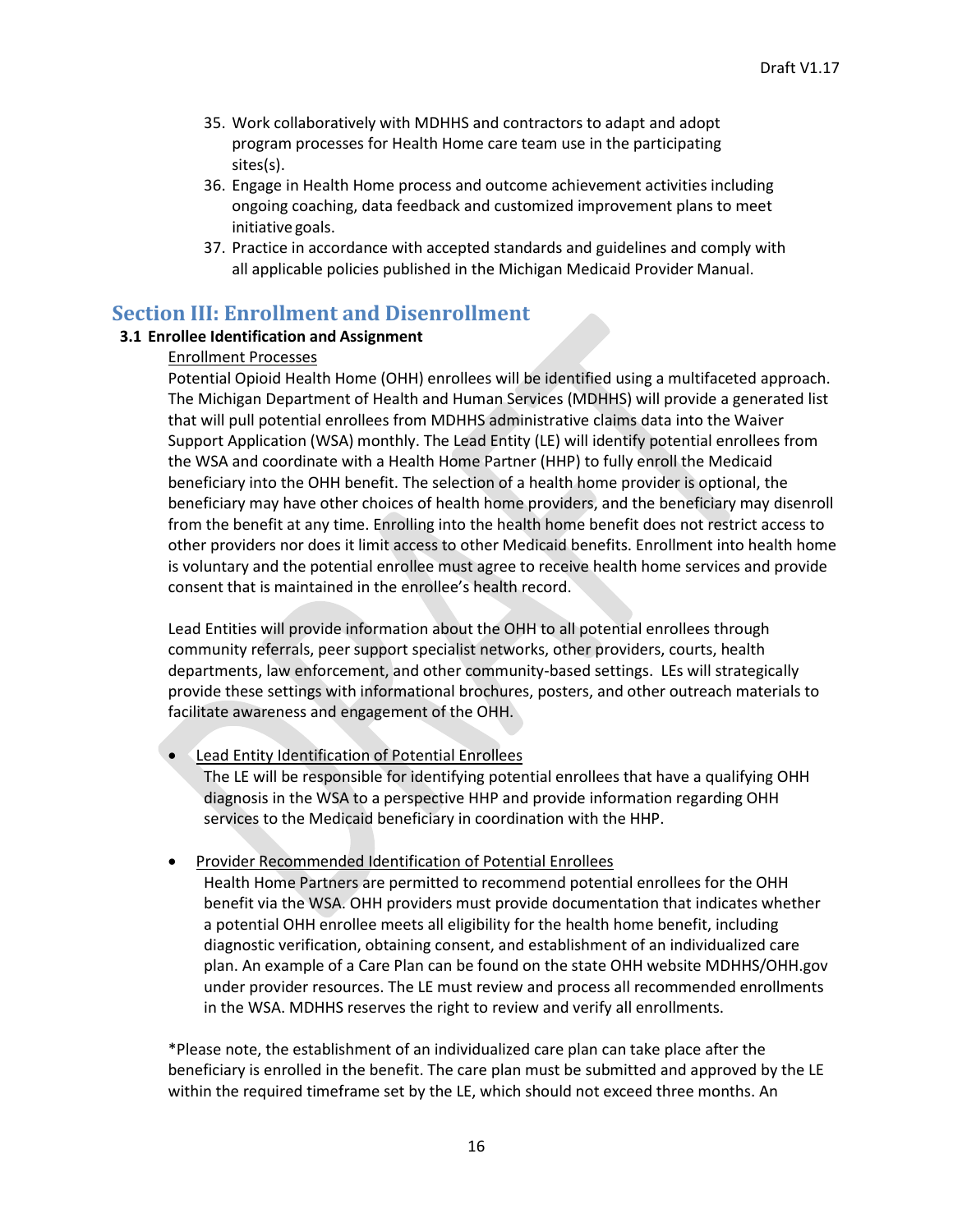35. Work collaboratively with MDHHS and contractors to adapt and adopt program processes for Health Home care team use in the participating sites(s).
36. Engage in Health Home process and outcome achievement activities including ongoing coaching, data feedback and customized improvement plans to meet initiative goals.
37. Practice in accordance with accepted standards and guidelines and comply with all applicable policies published in the Michigan Medicaid Provider Manual.

# Section III: Enrollment and Disenrollment

### 3.1 Enrollee Identification and Assignment

Enrollment Processes

Potential Opioid Health Home (OHH) enrollees will be identified using a multifaceted approach. The Michigan Department of Health and Human Services (MDHHS) will provide a generated list that will pull potential enrollees from MDHHS administrative claims data into the Waiver Support Application (WSA) monthly. The Lead Entity (LE) will identify potential enrollees from the WSA and coordinate with a Health Home Partner (HHP) to fully enroll the Medicaid beneficiary into the OHH benefit. The selection of a health home provider is optional, the beneficiary may have other choices of health home providers, and the beneficiary may disenroll from the benefit at any time. Enrolling into the health home benefit does not restrict access to other providers nor does it limit access to other Medicaid benefits. Enrollment into health home is voluntary and the potential enrollee must agree to receive health home services and provide consent that is maintained in the enrollee's health record.

Lead Entities will provide information about the OHH to all potential enrollees through community referrals, peer support specialist networks, other providers, courts, health departments, law enforcement, and other community-based settings. LEs will strategically provide these settings with informational brochures, posters, and other outreach materials to facilitate awareness and engagement of the OHH.

- Lead Entity Identification of Potential Enrollees
  The LE will be responsible for identifying potential enrollees that have a qualifying OHH diagnosis in the WSA to a perspective HHP and provide information regarding OHH services to the Medicaid beneficiary in coordination with the HHP.

- Provider Recommended Identification of Potential Enrollees
  Health Home Partners are permitted to recommend potential enrollees for the OHH benefit via the WSA. OHH providers must provide documentation that indicates whether a potential OHH enrollee meets all eligibility for the health home benefit, including diagnostic verification, obtaining consent, and establishment of an individualized care plan. An example of a Care Plan can be found on the state OHH website MDHHS/OHH.gov under provider resources. The LE must review and process all recommended enrollments in the WSA. MDHHS reserves the right to review and verify all enrollments.

*Please note, the establishment of an individualized care plan can take place after the beneficiary is enrolled in the benefit. The care plan must be submitted and approved by the LE within the required timeframe set by the LE, which should not exceed three months. An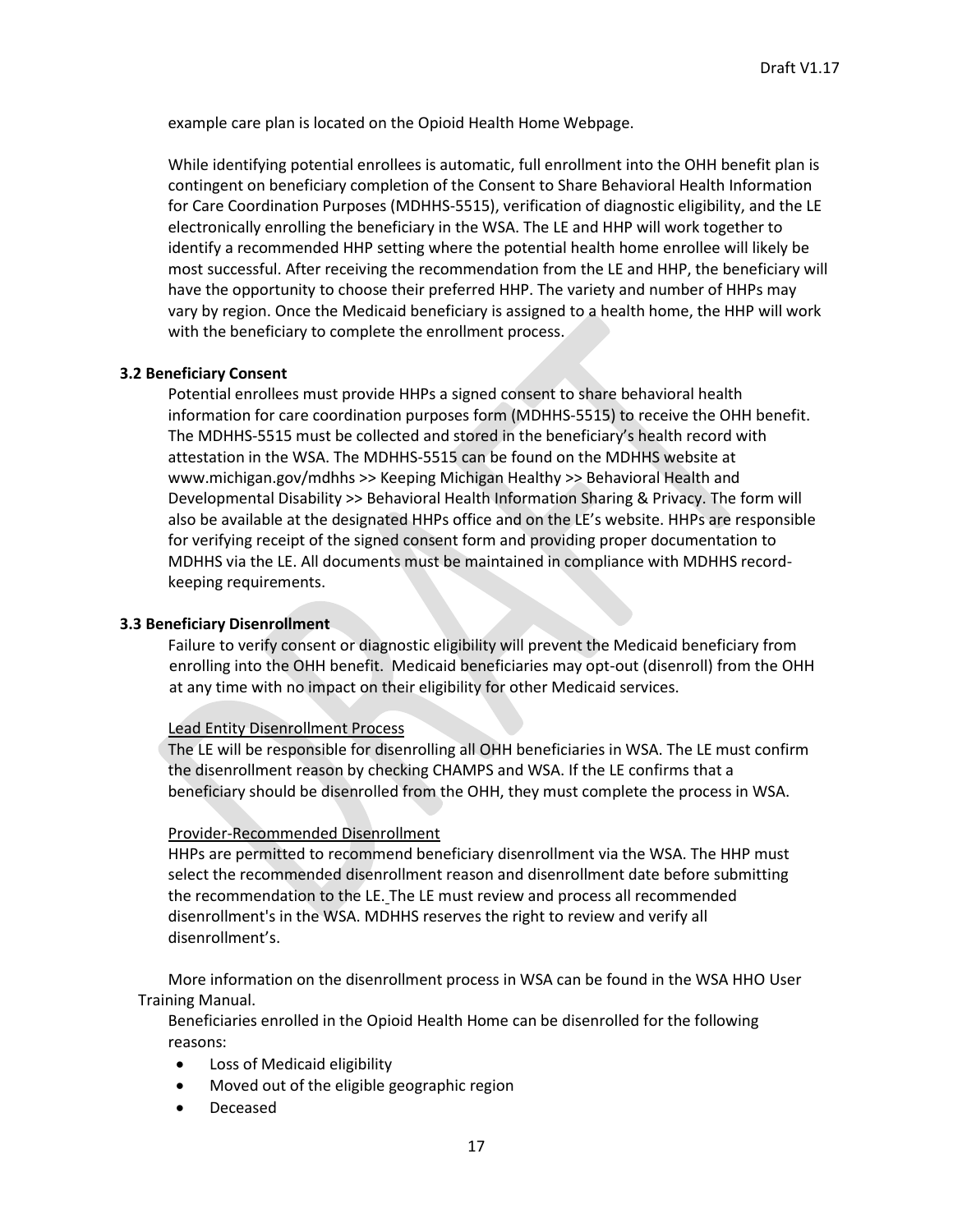example care plan is located on the Opioid Health Home Webpage.

While identifying potential enrollees is automatic, full enrollment into the OHH benefit plan is contingent on beneficiary completion of the Consent to Share Behavioral Health Information for Care Coordination Purposes (MDHHS-5515), verification of diagnostic eligibility, and the LE electronically enrolling the beneficiary in the WSA. The LE and HHP will work together to identify a recommended HHP setting where the potential health home enrollee will likely be most successful. After receiving the recommendation from the LE and HHP, the beneficiary will have the opportunity to choose their preferred HHP. The variety and number of HHPs may vary by region. Once the Medicaid beneficiary is assigned to a health home, the HHP will work with the beneficiary to complete the enrollment process.

**3.2 Beneficiary Consent**

Potential enrollees must provide HHPs a signed consent to share behavioral health information for care coordination purposes form (MDHHS-5515) to receive the OHH benefit. The MDHHS-5515 must be collected and stored in the beneficiary's health record with attestation in the WSA. The MDHHS-5515 can be found on the MDHHS website at www.michigan.gov/mdhhs >> Keeping Michigan Healthy >> Behavioral Health and Developmental Disability >> Behavioral Health Information Sharing & Privacy. The form will also be available at the designated HHPs office and on the LE's website. HHPs are responsible for verifying receipt of the signed consent form and providing proper documentation to MDHHS via the LE. All documents must be maintained in compliance with MDHHS record-keeping requirements.

**3.3 Beneficiary Disenrollment**

Failure to verify consent or diagnostic eligibility will prevent the Medicaid beneficiary from enrolling into the OHH benefit. Medicaid beneficiaries may opt-out (disenroll) from the OHH at any time with no impact on their eligibility for other Medicaid services.

Lead Entity Disenrollment Process

The LE will be responsible for disenrolling all OHH beneficiaries in WSA. The LE must confirm the disenrollment reason by checking CHAMPS and WSA. If the LE confirms that a beneficiary should be disenrolled from the OHH, they must complete the process in WSA.

Provider-Recommended Disenrollment

HHPs are permitted to recommend beneficiary disenrollment via the WSA. The HHP must select the recommended disenrollment reason and disenrollment date before submitting the recommendation to the LE. The LE must review and process all recommended disenrollment's in the WSA. MDHHS reserves the right to review and verify all disenrollment's.

More information on the disenrollment process in WSA can be found in the WSA HHO User Training Manual.

Beneficiaries enrolled in the Opioid Health Home can be disenrolled for the following reasons:

- Loss of Medicaid eligibility
- Moved out of the eligible geographic region
- Deceased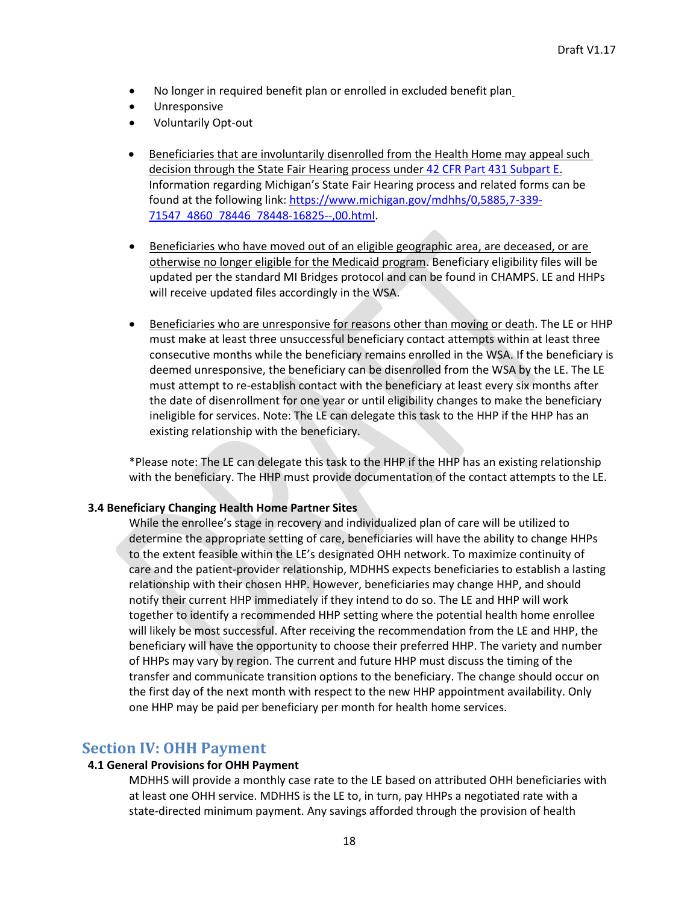- No longer in required benefit plan or enrolled in excluded benefit plan
- Unresponsive
- Voluntarily Opt-out

- Beneficiaries that are involuntarily disenrolled from the Health Home may appeal such decision through the State Fair Hearing process under 42 CFR Part 431 Subpart E. Information regarding Michigan's State Fair Hearing process and related forms can be found at the following link: https://www.michigan.gov/mdhhs/0,5885,7-339-71547_4860_78446_78448-16825--,00.html.

- Beneficiaries who have moved out of an eligible geographic area, are deceased, or are otherwise no longer eligible for the Medicaid program. Beneficiary eligibility files will be updated per the standard MI Bridges protocol and can be found in CHAMPS. LE and HHPs will receive updated files accordingly in the WSA.

- Beneficiaries who are unresponsive for reasons other than moving or death. The LE or HHP must make at least three unsuccessful beneficiary contact attempts within at least three consecutive months while the beneficiary remains enrolled in the WSA. If the beneficiary is deemed unresponsive, the beneficiary can be disenrolled from the WSA by the LE. The LE must attempt to re-establish contact with the beneficiary at least every six months after the date of disenrollment for one year or until eligibility changes to make the beneficiary ineligible for services. Note: The LE can delegate this task to the HHP if the HHP has an existing relationship with the beneficiary.

*Please note: The LE can delegate this task to the HHP if the HHP has an existing relationship with the beneficiary. The HHP must provide documentation of the contact attempts to the LE.

### 3.4 Beneficiary Changing Health Home Partner Sites

While the enrollee's stage in recovery and individualized plan of care will be utilized to determine the appropriate setting of care, beneficiaries will have the ability to change HHPs to the extent feasible within the LE's designated OHH network. To maximize continuity of care and the patient-provider relationship, MDHHS expects beneficiaries to establish a lasting relationship with their chosen HHP. However, beneficiaries may change HHP, and should notify their current HHP immediately if they intend to do so. The LE and HHP will work together to identify a recommended HHP setting where the potential health home enrollee will likely be most successful. After receiving the recommendation from the LE and HHP, the beneficiary will have the opportunity to choose their preferred HHP. The variety and number of HHPs may vary by region. The current and future HHP must discuss the timing of the transfer and communicate transition options to the beneficiary. The change should occur on the first day of the next month with respect to the new HHP appointment availability. Only one HHP may be paid per beneficiary per month for health home services.

## Section IV: OHH Payment

### 4.1 General Provisions for OHH Payment

MDHHS will provide a monthly case rate to the LE based on attributed OHH beneficiaries with at least one OHH service. MDHHS is the LE to, in turn, pay HHPs a negotiated rate with a state-directed minimum payment. Any savings afforded through the provision of health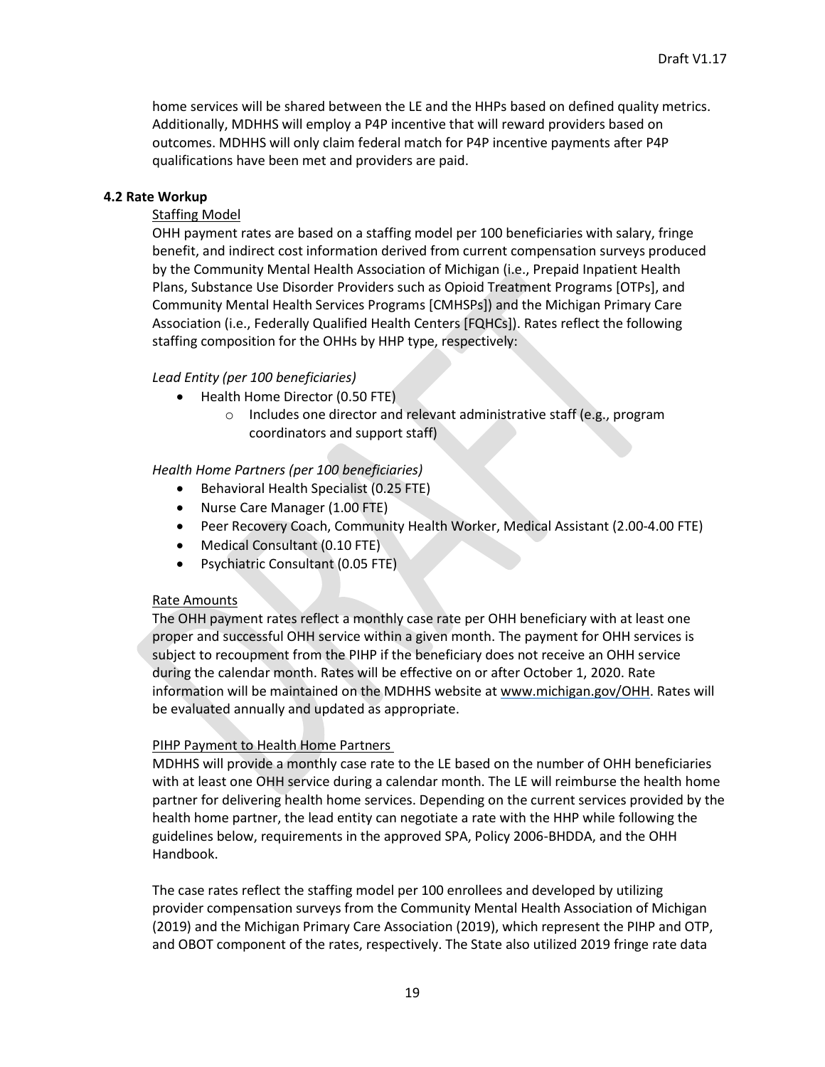home services will be shared between the LE and the HHPs based on defined quality metrics. Additionally, MDHHS will employ a P4P incentive that will reward providers based on outcomes. MDHHS will only claim federal match for P4P incentive payments after P4P qualifications have been met and providers are paid.

### 4.2 Rate Workup

Staffing Model

OHH payment rates are based on a staffing model per 100 beneficiaries with salary, fringe benefit, and indirect cost information derived from current compensation surveys produced by the Community Mental Health Association of Michigan (i.e., Prepaid Inpatient Health Plans, Substance Use Disorder Providers such as Opioid Treatment Programs [OTPs], and Community Mental Health Services Programs [CMHSPs]) and the Michigan Primary Care Association (i.e., Federally Qualified Health Centers [FQHCs]). Rates reflect the following staffing composition for the OHHs by HHP type, respectively:

*Lead Entity (per 100 beneficiaries)*

- Health Home Director (0.50 FTE)
  - Includes one director and relevant administrative staff (e.g., program coordinators and support staff)

*Health Home Partners (per 100 beneficiaries)*

- Behavioral Health Specialist (0.25 FTE)
- Nurse Care Manager (1.00 FTE)
- Peer Recovery Coach, Community Health Worker, Medical Assistant (2.00-4.00 FTE)
- Medical Consultant (0.10 FTE)
- Psychiatric Consultant (0.05 FTE)

Rate Amounts

The OHH payment rates reflect a monthly case rate per OHH beneficiary with at least one proper and successful OHH service within a given month. The payment for OHH services is subject to recoupment from the PIHP if the beneficiary does not receive an OHH service during the calendar month. Rates will be effective on or after October 1, 2020. Rate information will be maintained on the MDHHS website at www.michigan.gov/OHH. Rates will be evaluated annually and updated as appropriate.

PIHP Payment to Health Home Partners

MDHHS will provide a monthly case rate to the LE based on the number of OHH beneficiaries with at least one OHH service during a calendar month. The LE will reimburse the health home partner for delivering health home services. Depending on the current services provided by the health home partner, the lead entity can negotiate a rate with the HHP while following the guidelines below, requirements in the approved SPA, Policy 2006-BHDDA, and the OHH Handbook.

The case rates reflect the staffing model per 100 enrollees and developed by utilizing provider compensation surveys from the Community Mental Health Association of Michigan (2019) and the Michigan Primary Care Association (2019), which represent the PIHP and OTP, and OBOT component of the rates, respectively. The State also utilized 2019 fringe rate data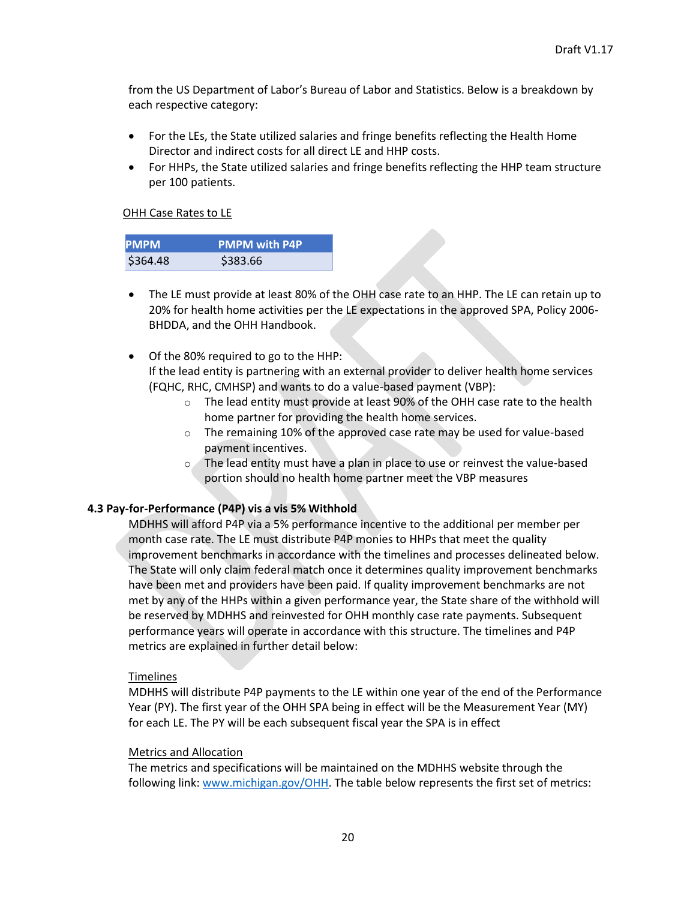from the US Department of Labor's Bureau of Labor and Statistics. Below is a breakdown by each respective category:

- For the LEs, the State utilized salaries and fringe benefits reflecting the Health Home Director and indirect costs for all direct LE and HHP costs.
- For HHPs, the State utilized salaries and fringe benefits reflecting the HHP team structure per 100 patients.

OHH Case Rates to LE

| PMPM | PMPM with P4P |
|---|---|
| $364.48 | $383.66 |

- The LE must provide at least 80% of the OHH case rate to an HHP. The LE can retain up to 20% for health home activities per the LE expectations in the approved SPA, Policy 2006-BHDDA, and the OHH Handbook.

- Of the 80% required to go to the HHP:
  If the lead entity is partnering with an external provider to deliver health home services (FQHC, RHC, CMHSP) and wants to do a value-based payment (VBP):
    - The lead entity must provide at least 90% of the OHH case rate to the health home partner for providing the health home services.
    - The remaining 10% of the approved case rate may be used for value-based payment incentives.
    - The lead entity must have a plan in place to use or reinvest the value-based portion should no health home partner meet the VBP measures

### 4.3 Pay-for-Performance (P4P) vis a vis 5% Withhold

MDHHS will afford P4P via a 5% performance incentive to the additional per member per month case rate. The LE must distribute P4P monies to HHPs that meet the quality improvement benchmarks in accordance with the timelines and processes delineated below. The State will only claim federal match once it determines quality improvement benchmarks have been met and providers have been paid. If quality improvement benchmarks are not met by any of the HHPs within a given performance year, the State share of the withhold will be reserved by MDHHS and reinvested for OHH monthly case rate payments. Subsequent performance years will operate in accordance with this structure. The timelines and P4P metrics are explained in further detail below:

Timelines

MDHHS will distribute P4P payments to the LE within one year of the end of the Performance Year (PY). The first year of the OHH SPA being in effect will be the Measurement Year (MY) for each LE. The PY will be each subsequent fiscal year the SPA is in effect

Metrics and Allocation

The metrics and specifications will be maintained on the MDHHS website through the following link: [www.michigan.gov/OHH](www.michigan.gov/OHH). The table below represents the first set of metrics: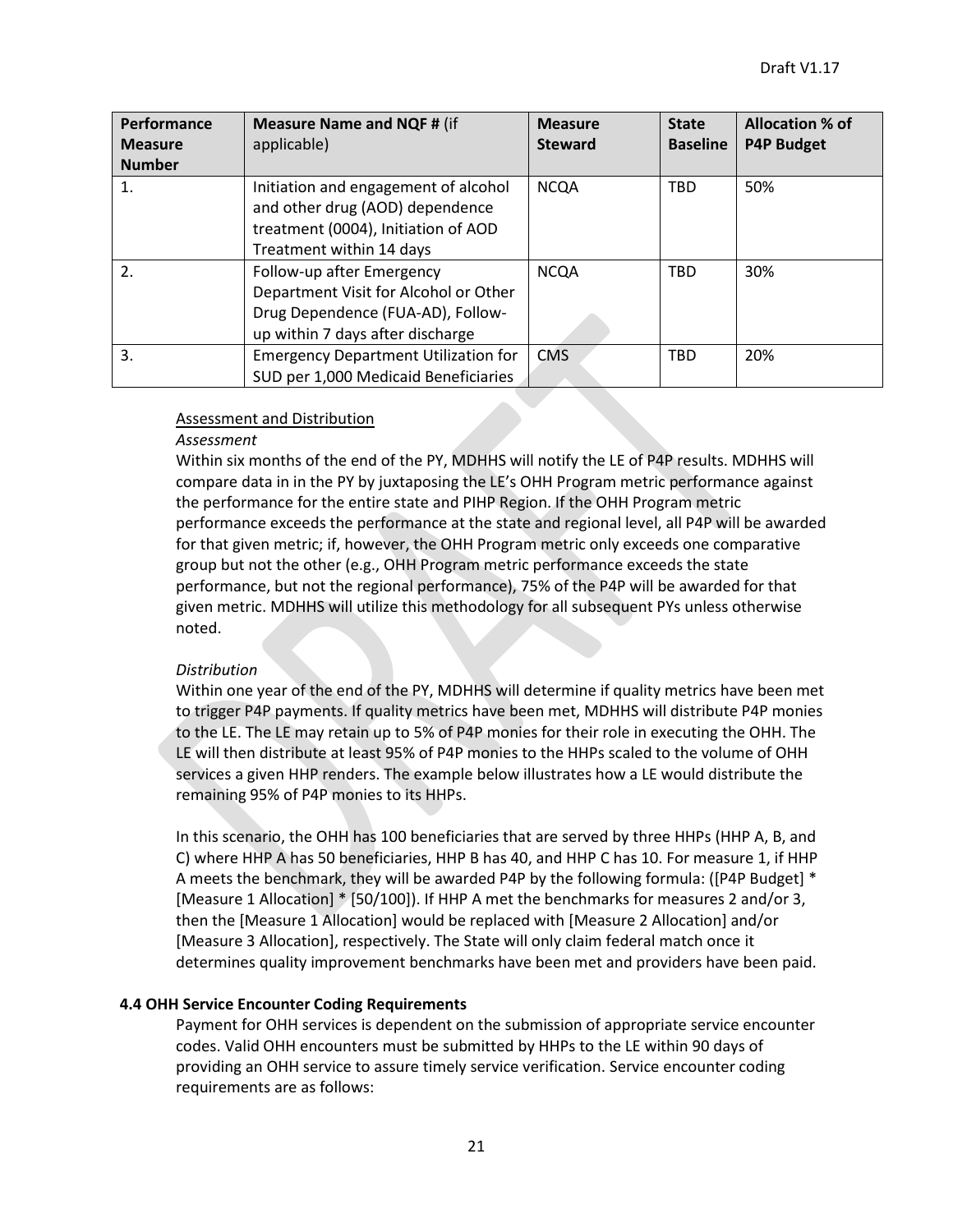| Performance Measure Number | Measure Name and NQF # (if applicable) | Measure Steward | State Baseline | Allocation % of P4P Budget |
|---|---|---|---|---|
| 1. | Initiation and engagement of alcohol and other drug (AOD) dependence treatment (0004), Initiation of AOD Treatment within 14 days | NCQA | TBD | 50% |
| 2. | Follow-up after Emergency Department Visit for Alcohol or Other Drug Dependence (FUA-AD), Follow-up within 7 days after discharge | NCQA | TBD | 30% |
| 3. | Emergency Department Utilization for SUD per 1,000 Medicaid Beneficiaries | CMS | TBD | 20% |

<u>Assessment and Distribution</u>

*Assessment*

Within six months of the end of the PY, MDHHS will notify the LE of P4P results. MDHHS will compare data in in the PY by juxtaposing the LE's OHH Program metric performance against the performance for the entire state and PIHP Region. If the OHH Program metric performance exceeds the performance at the state and regional level, all P4P will be awarded for that given metric; if, however, the OHH Program metric only exceeds one comparative group but not the other (e.g., OHH Program metric performance exceeds the state performance, but not the regional performance), 75% of the P4P will be awarded for that given metric. MDHHS will utilize this methodology for all subsequent PYs unless otherwise noted.

*Distribution*

Within one year of the end of the PY, MDHHS will determine if quality metrics have been met to trigger P4P payments. If quality metrics have been met, MDHHS will distribute P4P monies to the LE. The LE may retain up to 5% of P4P monies for their role in executing the OHH. The LE will then distribute at least 95% of P4P monies to the HHPs scaled to the volume of OHH services a given HHP renders. The example below illustrates how a LE would distribute the remaining 95% of P4P monies to its HHPs.

In this scenario, the OHH has 100 beneficiaries that are served by three HHPs (HHP A, B, and C) where HHP A has 50 beneficiaries, HHP B has 40, and HHP C has 10. For measure 1, if HHP A meets the benchmark, they will be awarded P4P by the following formula: ([P4P Budget] * [Measure 1 Allocation] * [50/100]). If HHP A met the benchmarks for measures 2 and/or 3, then the [Measure 1 Allocation] would be replaced with [Measure 2 Allocation] and/or [Measure 3 Allocation], respectively. The State will only claim federal match once it determines quality improvement benchmarks have been met and providers have been paid.

### 4.4 OHH Service Encounter Coding Requirements

Payment for OHH services is dependent on the submission of appropriate service encounter codes. Valid OHH encounters must be submitted by HHPs to the LE within 90 days of providing an OHH service to assure timely service verification. Service encounter coding requirements are as follows: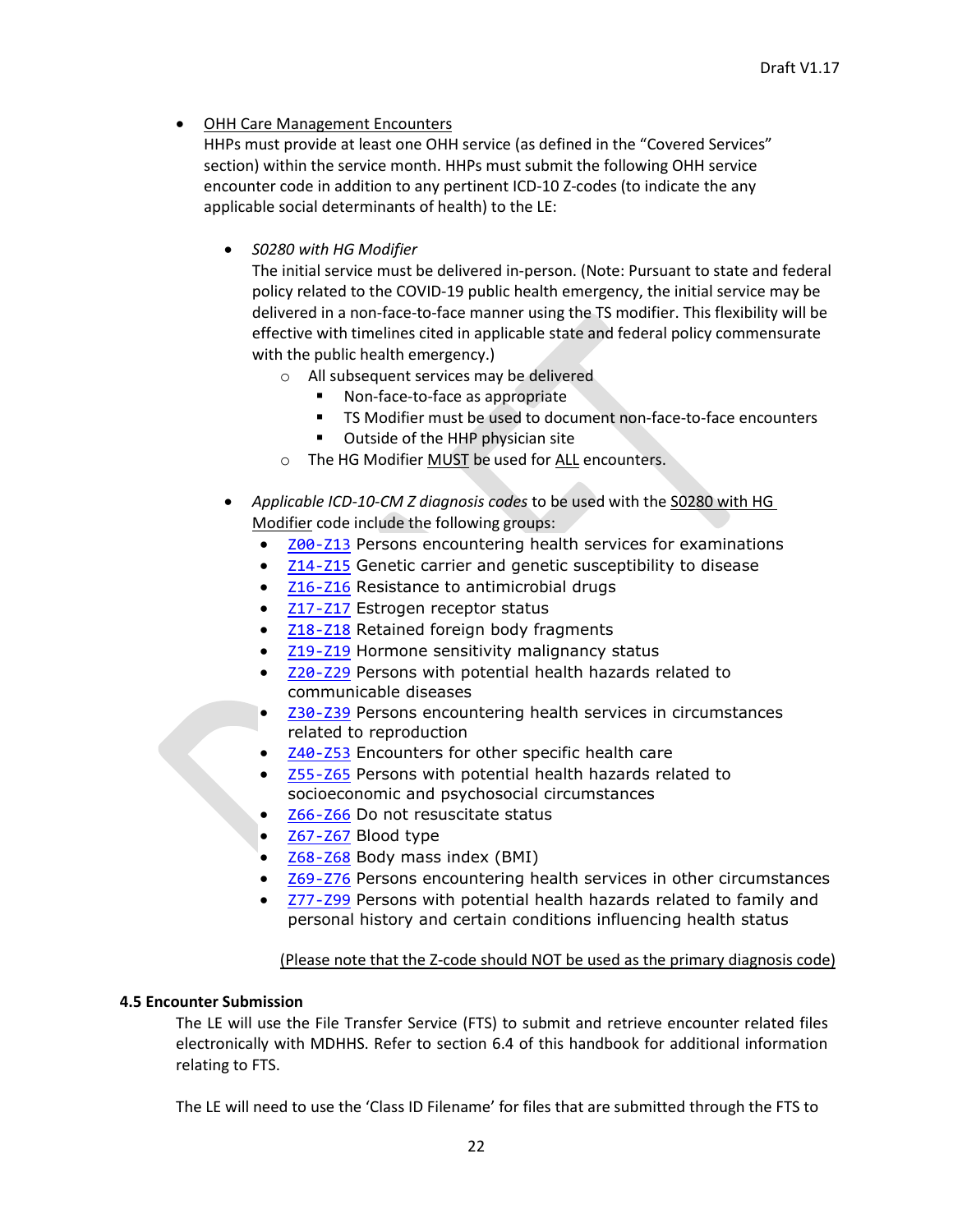- OHH Care Management Encounters
  HHPs must provide at least one OHH service (as defined in the "Covered Services" section) within the service month. HHPs must submit the following OHH service encounter code in addition to any pertinent ICD-10 Z-codes (to indicate the any applicable social determinants of health) to the LE:

  - *S0280 with HG Modifier*
    The initial service must be delivered in-person. (Note: Pursuant to state and federal policy related to the COVID-19 public health emergency, the initial service may be delivered in a non-face-to-face manner using the TS modifier. This flexibility will be effective with timelines cited in applicable state and federal policy commensurate with the public health emergency.)
    - All subsequent services may be delivered
      - Non-face-to-face as appropriate
      - TS Modifier must be used to document non-face-to-face encounters
      - Outside of the HHP physician site
    - The HG Modifier MUST be used for ALL encounters.

  - *Applicable ICD-10-CM Z diagnosis codes* to be used with the S0280 with HG Modifier code include the following groups:
    - Z00-Z13 Persons encountering health services for examinations
    - Z14-Z15 Genetic carrier and genetic susceptibility to disease
    - Z16-Z16 Resistance to antimicrobial drugs
    - Z17-Z17 Estrogen receptor status
    - Z18-Z18 Retained foreign body fragments
    - Z19-Z19 Hormone sensitivity malignancy status
    - Z20-Z29 Persons with potential health hazards related to communicable diseases
    - Z30-Z39 Persons encountering health services in circumstances related to reproduction
    - Z40-Z53 Encounters for other specific health care
    - Z55-Z65 Persons with potential health hazards related to socioeconomic and psychosocial circumstances
    - Z66-Z66 Do not resuscitate status
    - Z67-Z67 Blood type
    - Z68-Z68 Body mass index (BMI)
    - Z69-Z76 Persons encountering health services in other circumstances
    - Z77-Z99 Persons with potential health hazards related to family and personal history and certain conditions influencing health status

    (Please note that the Z-code should NOT be used as the primary diagnosis code)

### 4.5 Encounter Submission

The LE will use the File Transfer Service (FTS) to submit and retrieve encounter related files electronically with MDHHS. Refer to section 6.4 of this handbook for additional information relating to FTS.

The LE will need to use the 'Class ID Filename' for files that are submitted through the FTS to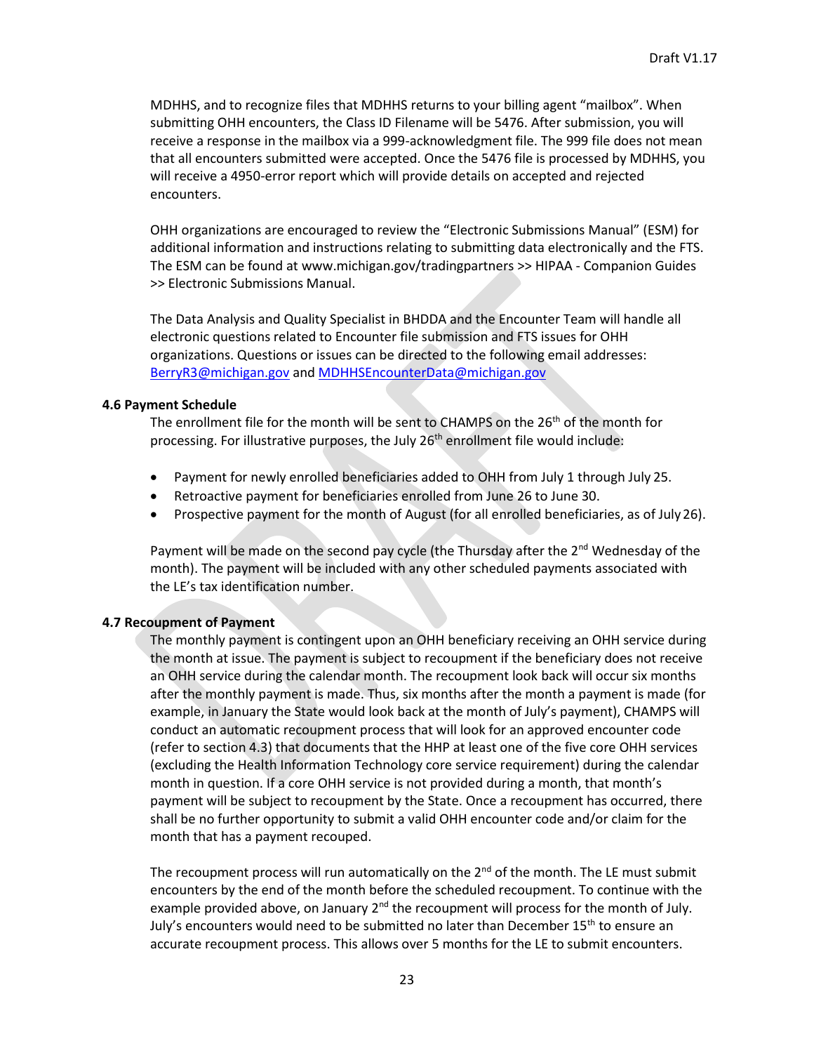MDHHS, and to recognize files that MDHHS returns to your billing agent "mailbox". When submitting OHH encounters, the Class ID Filename will be 5476. After submission, you will receive a response in the mailbox via a 999-acknowledgment file. The 999 file does not mean that all encounters submitted were accepted. Once the 5476 file is processed by MDHHS, you will receive a 4950-error report which will provide details on accepted and rejected encounters.

OHH organizations are encouraged to review the "Electronic Submissions Manual" (ESM) for additional information and instructions relating to submitting data electronically and the FTS. The ESM can be found at www.michigan.gov/tradingpartners >> HIPAA - Companion Guides >> Electronic Submissions Manual.

The Data Analysis and Quality Specialist in BHDDA and the Encounter Team will handle all electronic questions related to Encounter file submission and FTS issues for OHH organizations. Questions or issues can be directed to the following email addresses: BerryR3@michigan.gov and MDHHSEncounterData@michigan.gov

### 4.6 Payment Schedule

The enrollment file for the month will be sent to CHAMPS on the 26th of the month for processing. For illustrative purposes, the July 26th enrollment file would include:

- Payment for newly enrolled beneficiaries added to OHH from July 1 through July 25.
- Retroactive payment for beneficiaries enrolled from June 26 to June 30.
- Prospective payment for the month of August (for all enrolled beneficiaries, as of July 26).

Payment will be made on the second pay cycle (the Thursday after the 2nd Wednesday of the month). The payment will be included with any other scheduled payments associated with the LE's tax identification number.

### 4.7 Recoupment of Payment

The monthly payment is contingent upon an OHH beneficiary receiving an OHH service during the month at issue. The payment is subject to recoupment if the beneficiary does not receive an OHH service during the calendar month. The recoupment look back will occur six months after the monthly payment is made. Thus, six months after the month a payment is made (for example, in January the State would look back at the month of July's payment), CHAMPS will conduct an automatic recoupment process that will look for an approved encounter code (refer to section 4.3) that documents that the HHP at least one of the five core OHH services (excluding the Health Information Technology core service requirement) during the calendar month in question. If a core OHH service is not provided during a month, that month's payment will be subject to recoupment by the State. Once a recoupment has occurred, there shall be no further opportunity to submit a valid OHH encounter code and/or claim for the month that has a payment recouped.

The recoupment process will run automatically on the 2nd of the month. The LE must submit encounters by the end of the month before the scheduled recoupment. To continue with the example provided above, on January 2nd the recoupment will process for the month of July. July's encounters would need to be submitted no later than December 15th to ensure an accurate recoupment process. This allows over 5 months for the LE to submit encounters.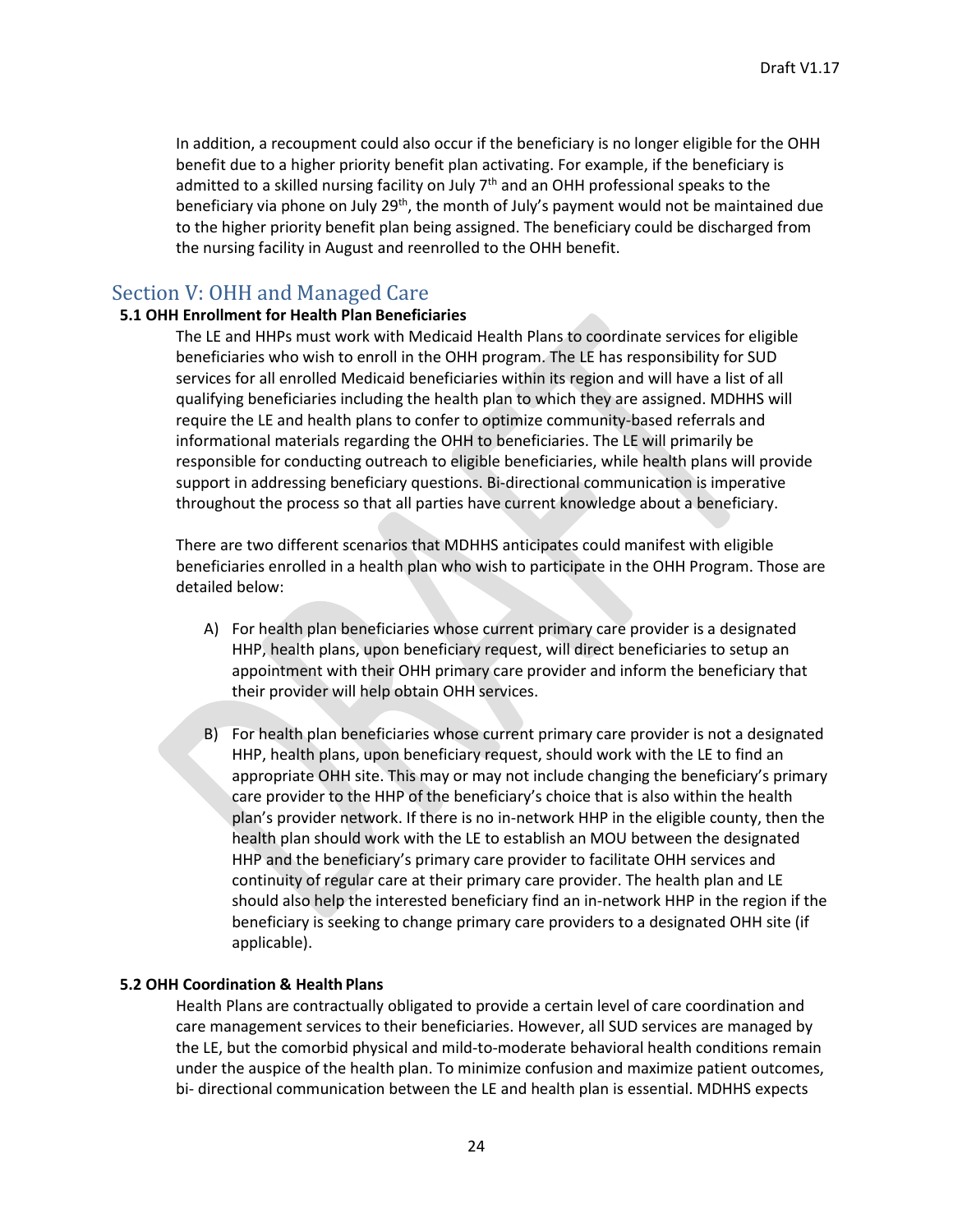In addition, a recoupment could also occur if the beneficiary is no longer eligible for the OHH benefit due to a higher priority benefit plan activating. For example, if the beneficiary is admitted to a skilled nursing facility on July 7th and an OHH professional speaks to the beneficiary via phone on July 29th, the month of July's payment would not be maintained due to the higher priority benefit plan being assigned. The beneficiary could be discharged from the nursing facility in August and reenrolled to the OHH benefit.

## Section V: OHH and Managed Care

### 5.1 OHH Enrollment for Health Plan Beneficiaries

The LE and HHPs must work with Medicaid Health Plans to coordinate services for eligible beneficiaries who wish to enroll in the OHH program. The LE has responsibility for SUD services for all enrolled Medicaid beneficiaries within its region and will have a list of all qualifying beneficiaries including the health plan to which they are assigned. MDHHS will require the LE and health plans to confer to optimize community-based referrals and informational materials regarding the OHH to beneficiaries. The LE will primarily be responsible for conducting outreach to eligible beneficiaries, while health plans will provide support in addressing beneficiary questions. Bi-directional communication is imperative throughout the process so that all parties have current knowledge about a beneficiary.

There are two different scenarios that MDHHS anticipates could manifest with eligible beneficiaries enrolled in a health plan who wish to participate in the OHH Program. Those are detailed below:

A) For health plan beneficiaries whose current primary care provider is a designated HHP, health plans, upon beneficiary request, will direct beneficiaries to setup an appointment with their OHH primary care provider and inform the beneficiary that their provider will help obtain OHH services.

B) For health plan beneficiaries whose current primary care provider is not a designated HHP, health plans, upon beneficiary request, should work with the LE to find an appropriate OHH site. This may or may not include changing the beneficiary's primary care provider to the HHP of the beneficiary's choice that is also within the health plan's provider network. If there is no in-network HHP in the eligible county, then the health plan should work with the LE to establish an MOU between the designated HHP and the beneficiary's primary care provider to facilitate OHH services and continuity of regular care at their primary care provider. The health plan and LE should also help the interested beneficiary find an in-network HHP in the region if the beneficiary is seeking to change primary care providers to a designated OHH site (if applicable).

### 5.2 OHH Coordination & Health Plans

Health Plans are contractually obligated to provide a certain level of care coordination and care management services to their beneficiaries. However, all SUD services are managed by the LE, but the comorbid physical and mild-to-moderate behavioral health conditions remain under the auspice of the health plan. To minimize confusion and maximize patient outcomes, bi- directional communication between the LE and health plan is essential. MDHHS expects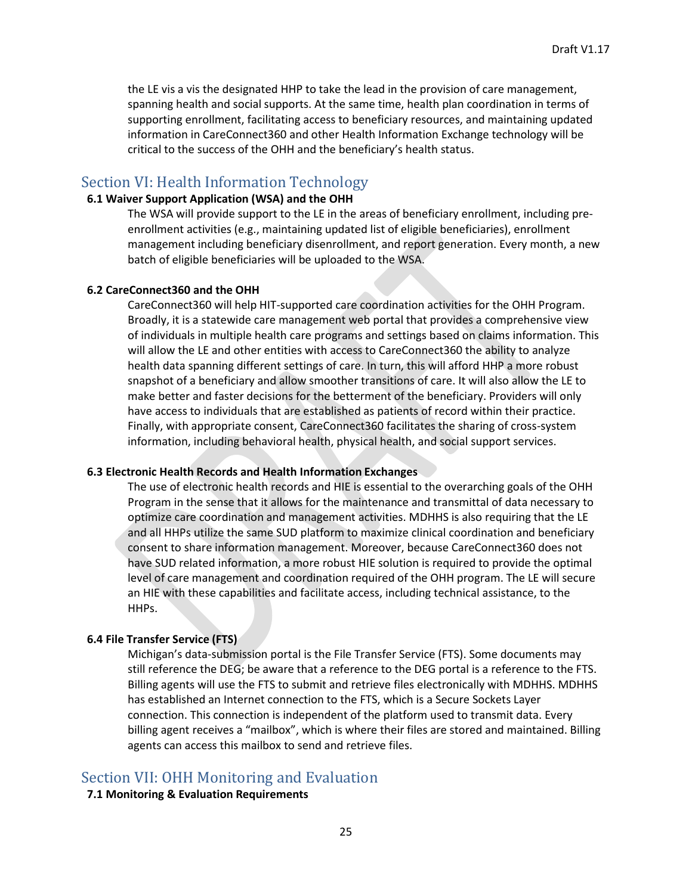the LE vis a vis the designated HHP to take the lead in the provision of care management, spanning health and social supports. At the same time, health plan coordination in terms of supporting enrollment, facilitating access to beneficiary resources, and maintaining updated information in CareConnect360 and other Health Information Exchange technology will be critical to the success of the OHH and the beneficiary's health status.

## Section VI: Health Information Technology

### 6.1 Waiver Support Application (WSA) and the OHH

The WSA will provide support to the LE in the areas of beneficiary enrollment, including pre-enrollment activities (e.g., maintaining updated list of eligible beneficiaries), enrollment management including beneficiary disenrollment, and report generation. Every month, a new batch of eligible beneficiaries will be uploaded to the WSA.

### 6.2 CareConnect360 and the OHH

CareConnect360 will help HIT-supported care coordination activities for the OHH Program. Broadly, it is a statewide care management web portal that provides a comprehensive view of individuals in multiple health care programs and settings based on claims information. This will allow the LE and other entities with access to CareConnect360 the ability to analyze health data spanning different settings of care. In turn, this will afford HHP a more robust snapshot of a beneficiary and allow smoother transitions of care. It will also allow the LE to make better and faster decisions for the betterment of the beneficiary. Providers will only have access to individuals that are established as patients of record within their practice. Finally, with appropriate consent, CareConnect360 facilitates the sharing of cross-system information, including behavioral health, physical health, and social support services.

### 6.3 Electronic Health Records and Health Information Exchanges

The use of electronic health records and HIE is essential to the overarching goals of the OHH Program in the sense that it allows for the maintenance and transmittal of data necessary to optimize care coordination and management activities. MDHHS is also requiring that the LE and all HHPs utilize the same SUD platform to maximize clinical coordination and beneficiary consent to share information management. Moreover, because CareConnect360 does not have SUD related information, a more robust HIE solution is required to provide the optimal level of care management and coordination required of the OHH program. The LE will secure an HIE with these capabilities and facilitate access, including technical assistance, to the HHPs.

### 6.4 File Transfer Service (FTS)

Michigan's data-submission portal is the File Transfer Service (FTS). Some documents may still reference the DEG; be aware that a reference to the DEG portal is a reference to the FTS. Billing agents will use the FTS to submit and retrieve files electronically with MDHHS. MDHHS has established an Internet connection to the FTS, which is a Secure Sockets Layer connection. This connection is independent of the platform used to transmit data. Every billing agent receives a "mailbox", which is where their files are stored and maintained. Billing agents can access this mailbox to send and retrieve files.

## Section VII: OHH Monitoring and Evaluation

### 7.1 Monitoring & Evaluation Requirements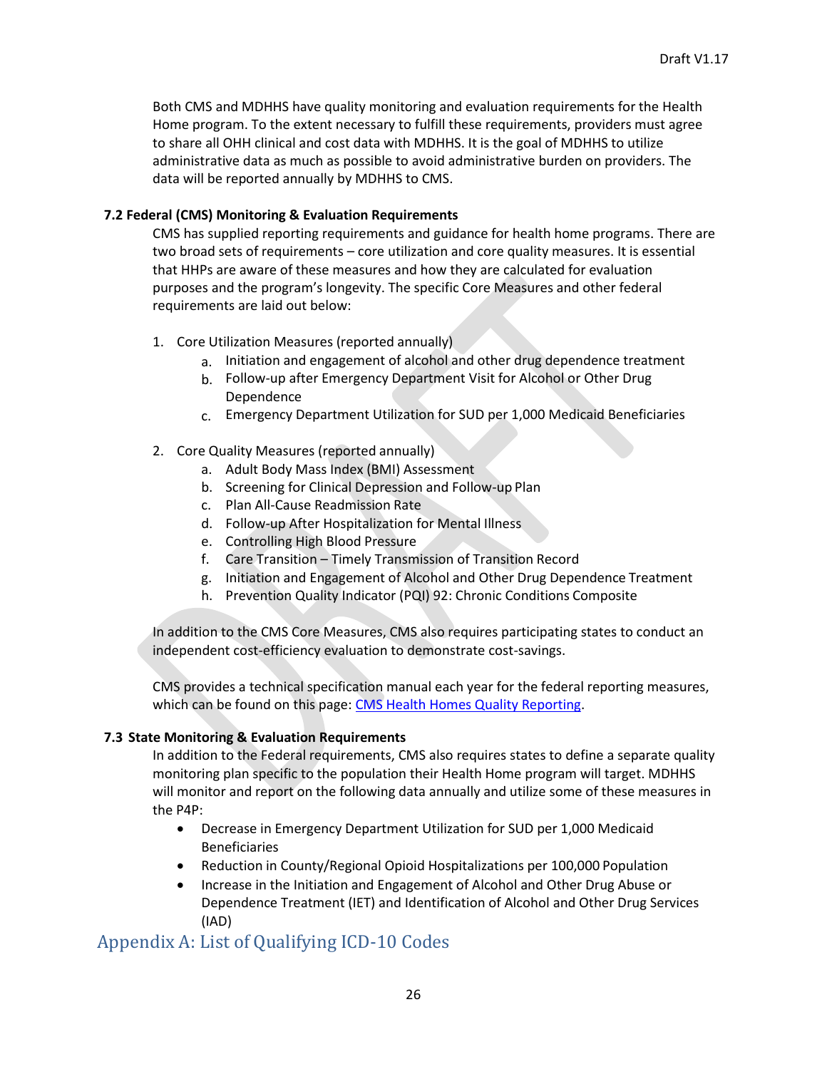Both CMS and MDHHS have quality monitoring and evaluation requirements for the Health Home program. To the extent necessary to fulfill these requirements, providers must agree to share all OHH clinical and cost data with MDHHS. It is the goal of MDHHS to utilize administrative data as much as possible to avoid administrative burden on providers. The data will be reported annually by MDHHS to CMS.

### 7.2 Federal (CMS) Monitoring & Evaluation Requirements

CMS has supplied reporting requirements and guidance for health home programs. There are two broad sets of requirements – core utilization and core quality measures. It is essential that HHPs are aware of these measures and how they are calculated for evaluation purposes and the program's longevity. The specific Core Measures and other federal requirements are laid out below:

1. Core Utilization Measures (reported annually)
   a. Initiation and engagement of alcohol and other drug dependence treatment
   b. Follow-up after Emergency Department Visit for Alcohol or Other Drug Dependence
   c. Emergency Department Utilization for SUD per 1,000 Medicaid Beneficiaries

2. Core Quality Measures (reported annually)
   a. Adult Body Mass Index (BMI) Assessment
   b. Screening for Clinical Depression and Follow-up Plan
   c. Plan All-Cause Readmission Rate
   d. Follow-up After Hospitalization for Mental Illness
   e. Controlling High Blood Pressure
   f. Care Transition – Timely Transmission of Transition Record
   g. Initiation and Engagement of Alcohol and Other Drug Dependence Treatment
   h. Prevention Quality Indicator (PQI) 92: Chronic Conditions Composite

In addition to the CMS Core Measures, CMS also requires participating states to conduct an independent cost-efficiency evaluation to demonstrate cost-savings.

CMS provides a technical specification manual each year for the federal reporting measures, which can be found on this page: [CMS Health Homes Quality Reporting](#).

### 7.3 State Monitoring & Evaluation Requirements

In addition to the Federal requirements, CMS also requires states to define a separate quality monitoring plan specific to the population their Health Home program will target. MDHHS will monitor and report on the following data annually and utilize some of these measures in the P4P:

- Decrease in Emergency Department Utilization for SUD per 1,000 Medicaid Beneficiaries
- Reduction in County/Regional Opioid Hospitalizations per 100,000 Population
- Increase in the Initiation and Engagement of Alcohol and Other Drug Abuse or Dependence Treatment (IET) and Identification of Alcohol and Other Drug Services (IAD)

## Appendix A: List of Qualifying ICD-10 Codes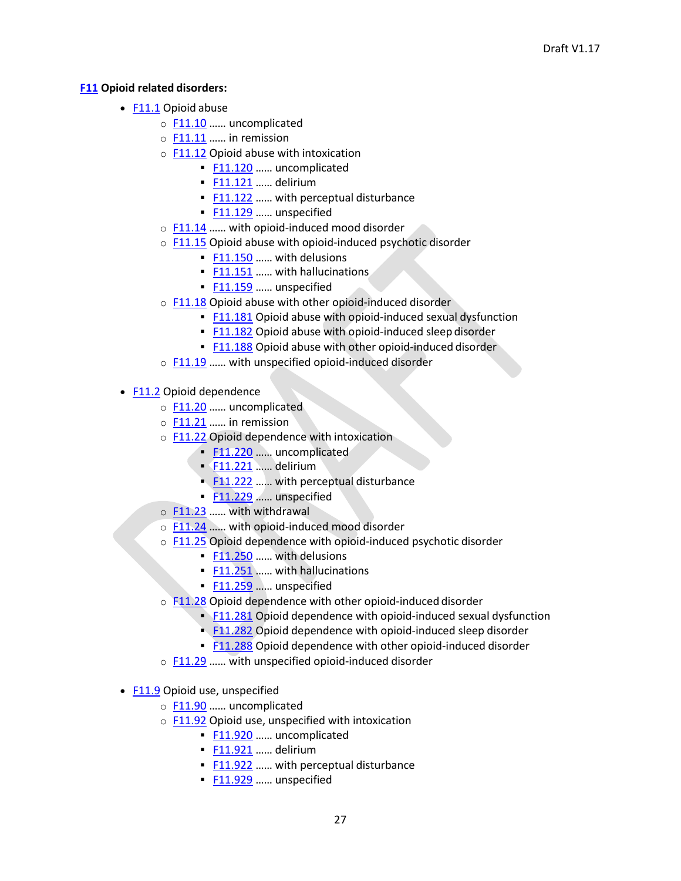**F11 Opioid related disorders:**

- F11.1 Opioid abuse
  - F11.10 …… uncomplicated
  - F11.11 …… in remission
  - F11.12 Opioid abuse with intoxication
    - F11.120 …… uncomplicated
    - F11.121 …… delirium
    - F11.122 …… with perceptual disturbance
    - F11.129 …… unspecified
  - F11.14 …… with opioid-induced mood disorder
  - F11.15 Opioid abuse with opioid-induced psychotic disorder
    - F11.150 …… with delusions
    - F11.151 …… with hallucinations
    - F11.159 …… unspecified
  - F11.18 Opioid abuse with other opioid-induced disorder
    - F11.181 Opioid abuse with opioid-induced sexual dysfunction
    - F11.182 Opioid abuse with opioid-induced sleep disorder
    - F11.188 Opioid abuse with other opioid-induced disorder
  - F11.19 …… with unspecified opioid-induced disorder

- F11.2 Opioid dependence
  - F11.20 …… uncomplicated
  - F11.21 …… in remission
  - F11.22 Opioid dependence with intoxication
    - F11.220 …… uncomplicated
    - F11.221 …… delirium
    - F11.222 …… with perceptual disturbance
    - F11.229 …… unspecified
  - F11.23 …… with withdrawal
  - F11.24 …… with opioid-induced mood disorder
  - F11.25 Opioid dependence with opioid-induced psychotic disorder
    - F11.250 …… with delusions
    - F11.251 …… with hallucinations
    - F11.259 …… unspecified
  - F11.28 Opioid dependence with other opioid-induced disorder
    - F11.281 Opioid dependence with opioid-induced sexual dysfunction
    - F11.282 Opioid dependence with opioid-induced sleep disorder
    - F11.288 Opioid dependence with other opioid-induced disorder
  - F11.29 …… with unspecified opioid-induced disorder

- F11.9 Opioid use, unspecified
  - F11.90 …… uncomplicated
  - F11.92 Opioid use, unspecified with intoxication
    - F11.920 …… uncomplicated
    - F11.921 …… delirium
    - F11.922 …… with perceptual disturbance
    - F11.929 …… unspecified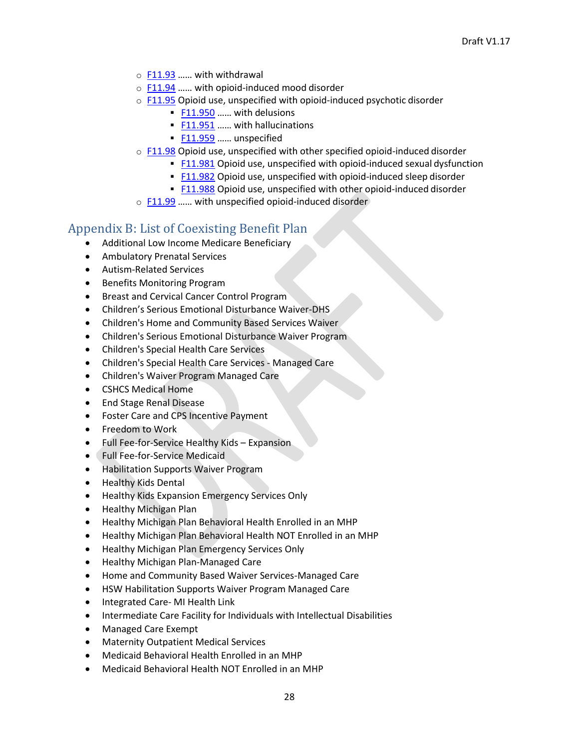- F11.93 …… with withdrawal
- F11.94 …… with opioid-induced mood disorder
- F11.95 Opioid use, unspecified with opioid-induced psychotic disorder
  - F11.950 …… with delusions
  - F11.951 …… with hallucinations
  - F11.959 …… unspecified
- F11.98 Opioid use, unspecified with other specified opioid-induced disorder
  - F11.981 Opioid use, unspecified with opioid-induced sexual dysfunction
  - F11.982 Opioid use, unspecified with opioid-induced sleep disorder
  - F11.988 Opioid use, unspecified with other opioid-induced disorder
- F11.99 …… with unspecified opioid-induced disorder

## Appendix B: List of Coexisting Benefit Plan

- Additional Low Income Medicare Beneficiary
- Ambulatory Prenatal Services
- Autism-Related Services
- Benefits Monitoring Program
- Breast and Cervical Cancer Control Program
- Children's Serious Emotional Disturbance Waiver-DHS
- Children's Home and Community Based Services Waiver
- Children's Serious Emotional Disturbance Waiver Program
- Children's Special Health Care Services
- Children's Special Health Care Services - Managed Care
- Children's Waiver Program Managed Care
- CSHCS Medical Home
- End Stage Renal Disease
- Foster Care and CPS Incentive Payment
- Freedom to Work
- Full Fee-for-Service Healthy Kids – Expansion
- Full Fee-for-Service Medicaid
- Habilitation Supports Waiver Program
- Healthy Kids Dental
- Healthy Kids Expansion Emergency Services Only
- Healthy Michigan Plan
- Healthy Michigan Plan Behavioral Health Enrolled in an MHP
- Healthy Michigan Plan Behavioral Health NOT Enrolled in an MHP
- Healthy Michigan Plan Emergency Services Only
- Healthy Michigan Plan-Managed Care
- Home and Community Based Waiver Services-Managed Care
- HSW Habilitation Supports Waiver Program Managed Care
- Integrated Care- MI Health Link
- Intermediate Care Facility for Individuals with Intellectual Disabilities
- Managed Care Exempt
- Maternity Outpatient Medical Services
- Medicaid Behavioral Health Enrolled in an MHP
- Medicaid Behavioral Health NOT Enrolled in an MHP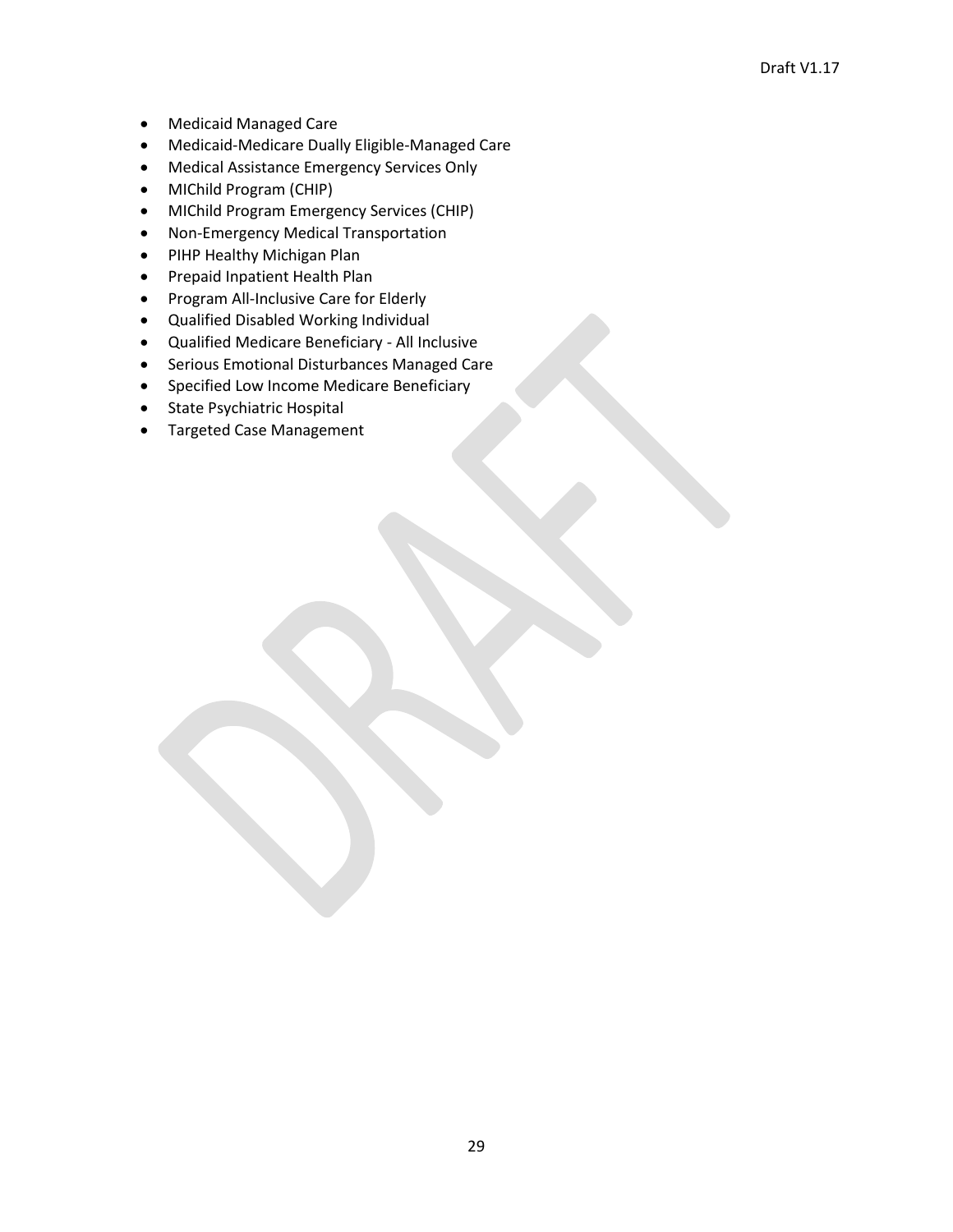- Medicaid Managed Care
- Medicaid-Medicare Dually Eligible-Managed Care
- Medical Assistance Emergency Services Only
- MIChild Program (CHIP)
- MIChild Program Emergency Services (CHIP)
- Non-Emergency Medical Transportation
- PIHP Healthy Michigan Plan
- Prepaid Inpatient Health Plan
- Program All-Inclusive Care for Elderly
- Qualified Disabled Working Individual
- Qualified Medicare Beneficiary - All Inclusive
- Serious Emotional Disturbances Managed Care
- Specified Low Income Medicare Beneficiary
- State Psychiatric Hospital
- Targeted Case Management